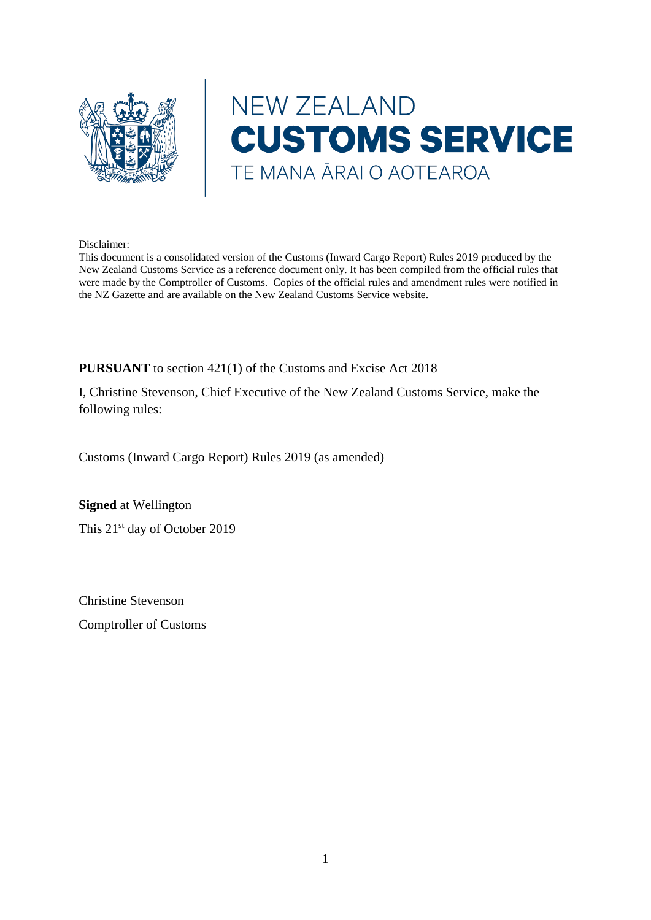NEW ZEALAND
**CUSTOMS SERVICE**
TE MANA ĀRAI O AOTEAROA

Disclaimer:
This document is a consolidated version of the Customs (Inward Cargo Report) Rules 2019 produced by the New Zealand Customs Service as a reference document only. It has been compiled from the official rules that were made by the Comptroller of Customs. Copies of the official rules and amendment rules were notified in the NZ Gazette and are available on the New Zealand Customs Service website.

**PURSUANT** to section 421(1) of the Customs and Excise Act 2018

I, Christine Stevenson, Chief Executive of the New Zealand Customs Service, make the following rules:

Customs (Inward Cargo Report) Rules 2019 (as amended)

**Signed** at Wellington

This 21st day of October 2019

Christine Stevenson

Comptroller of Customs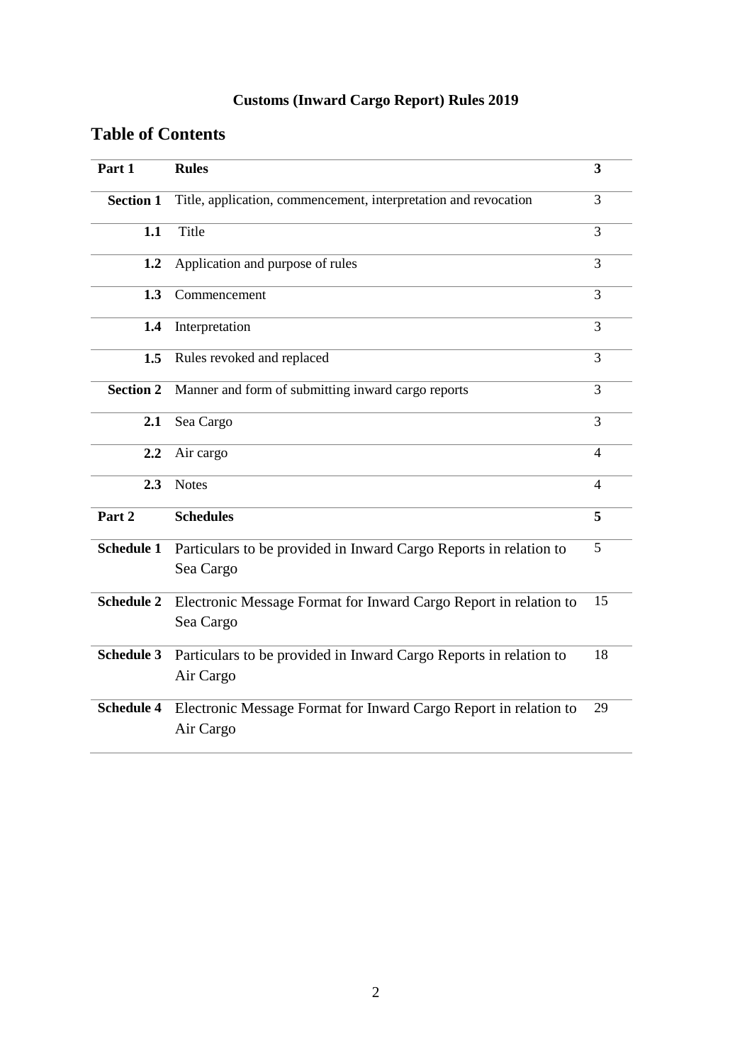**Customs (Inward Cargo Report) Rules 2019**

## Table of Contents

| | | |
|---|---|---|
| **Part 1** | **Rules** | **3** |
| **Section 1** | Title, application, commencement, interpretation and revocation | 3 |
| **1.1** | Title | 3 |
| **1.2** | Application and purpose of rules | 3 |
| **1.3** | Commencement | 3 |
| **1.4** | Interpretation | 3 |
| **1.5** | Rules revoked and replaced | 3 |
| **Section 2** | Manner and form of submitting inward cargo reports | 3 |
| **2.1** | Sea Cargo | 3 |
| **2.2** | Air cargo | 4 |
| **2.3** | Notes | 4 |
| **Part 2** | **Schedules** | **5** |
| **Schedule 1** | Particulars to be provided in Inward Cargo Reports in relation to Sea Cargo | 5 |
| **Schedule 2** | Electronic Message Format for Inward Cargo Report in relation to Sea Cargo | 15 |
| **Schedule 3** | Particulars to be provided in Inward Cargo Reports in relation to Air Cargo | 18 |
| **Schedule 4** | Electronic Message Format for Inward Cargo Report in relation to Air Cargo | 29 |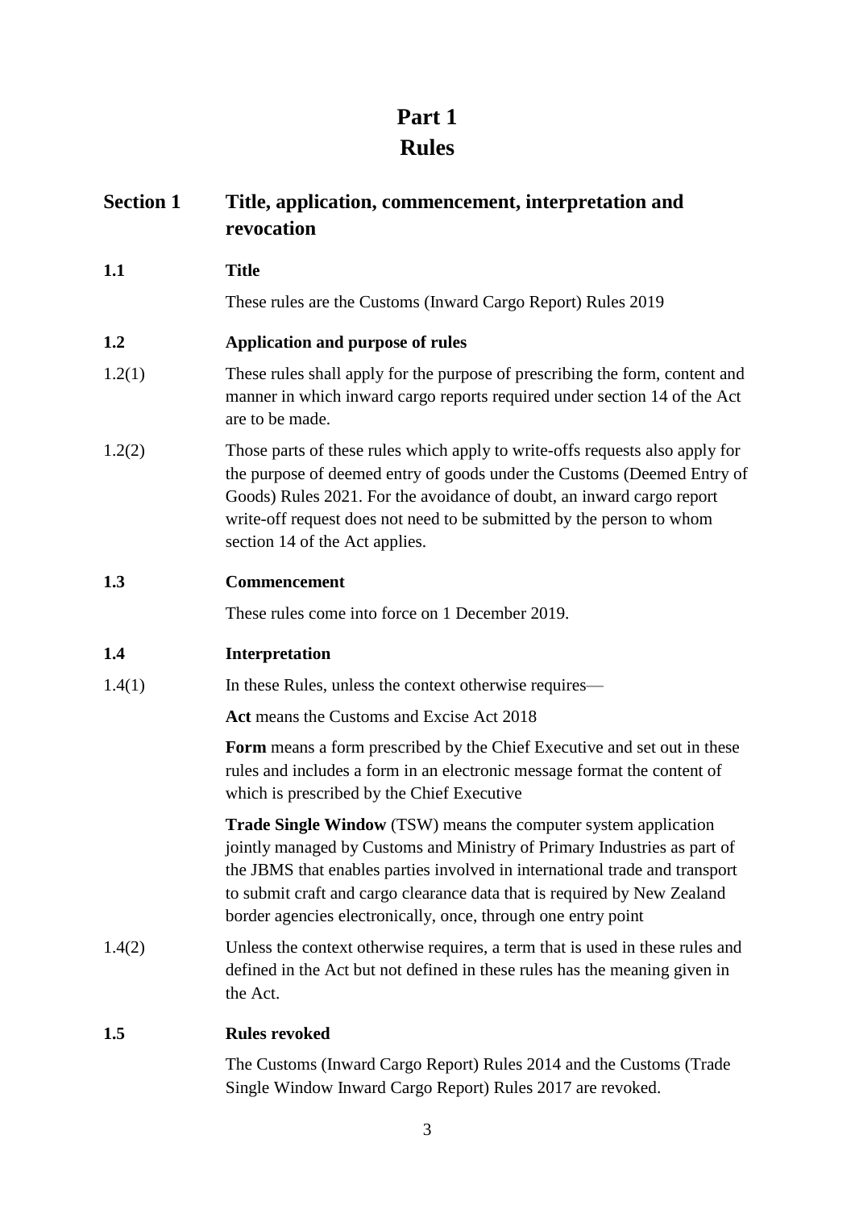# Part 1
# Rules

## Section 1 Title, application, commencement, interpretation and revocation

### 1.1 Title

These rules are the Customs (Inward Cargo Report) Rules 2019

### 1.2 Application and purpose of rules

1.2(1) These rules shall apply for the purpose of prescribing the form, content and manner in which inward cargo reports required under section 14 of the Act are to be made.

1.2(2) Those parts of these rules which apply to write-offs requests also apply for the purpose of deemed entry of goods under the Customs (Deemed Entry of Goods) Rules 2021. For the avoidance of doubt, an inward cargo report write-off request does not need to be submitted by the person to whom section 14 of the Act applies.

### 1.3 Commencement

These rules come into force on 1 December 2019.

### 1.4 Interpretation

1.4(1) In these Rules, unless the context otherwise requires—

**Act** means the Customs and Excise Act 2018

**Form** means a form prescribed by the Chief Executive and set out in these rules and includes a form in an electronic message format the content of which is prescribed by the Chief Executive

**Trade Single Window** (TSW) means the computer system application jointly managed by Customs and Ministry of Primary Industries as part of the JBMS that enables parties involved in international trade and transport to submit craft and cargo clearance data that is required by New Zealand border agencies electronically, once, through one entry point

1.4(2) Unless the context otherwise requires, a term that is used in these rules and defined in the Act but not defined in these rules has the meaning given in the Act.

### 1.5 Rules revoked

The Customs (Inward Cargo Report) Rules 2014 and the Customs (Trade Single Window Inward Cargo Report) Rules 2017 are revoked.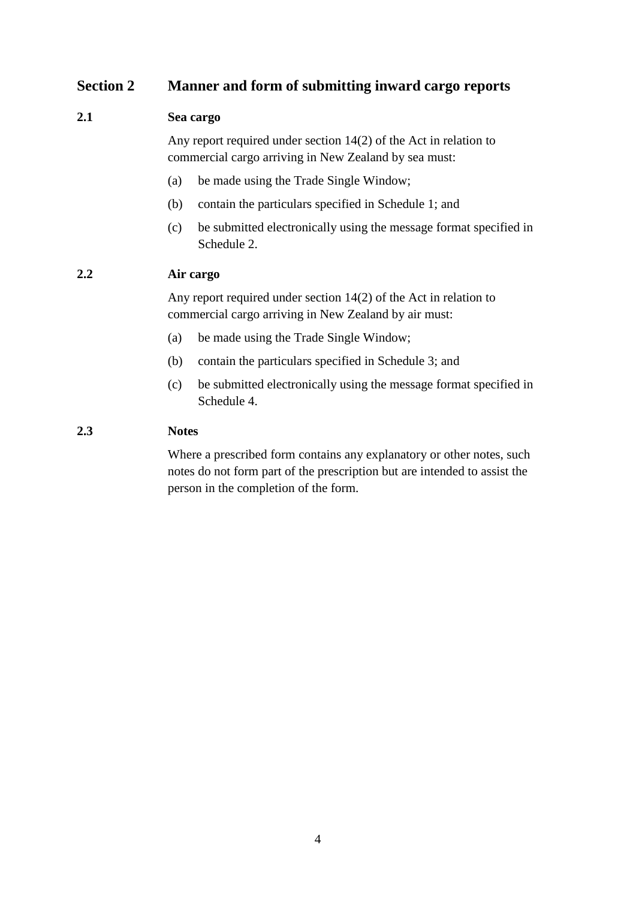## Section 2 Manner and form of submitting inward cargo reports

### 2.1 Sea cargo

Any report required under section 14(2) of the Act in relation to commercial cargo arriving in New Zealand by sea must:

(a) be made using the Trade Single Window;

(b) contain the particulars specified in Schedule 1; and

(c) be submitted electronically using the message format specified in Schedule 2.

### 2.2 Air cargo

Any report required under section 14(2) of the Act in relation to commercial cargo arriving in New Zealand by air must:

(a) be made using the Trade Single Window;

(b) contain the particulars specified in Schedule 3; and

(c) be submitted electronically using the message format specified in Schedule 4.

### 2.3 Notes

Where a prescribed form contains any explanatory or other notes, such notes do not form part of the prescription but are intended to assist the person in the completion of the form.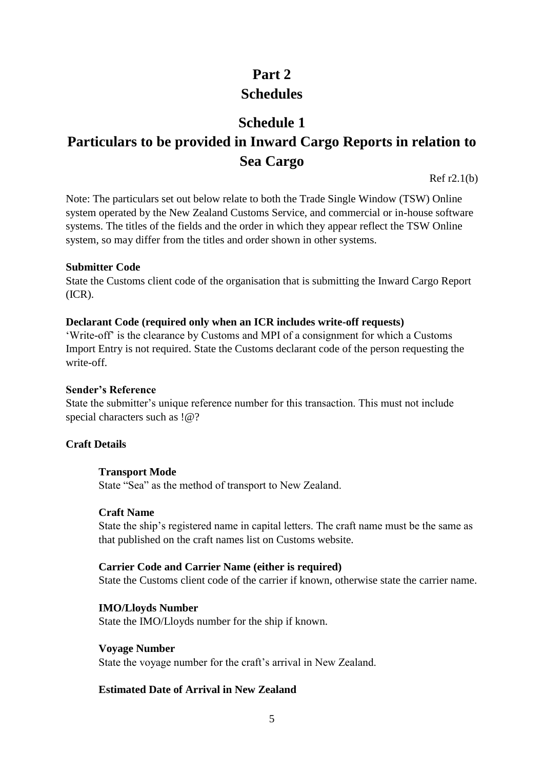# Part 2
# Schedules

## Schedule 1
## Particulars to be provided in Inward Cargo Reports in relation to Sea Cargo

Ref r2.1(b)

Note: The particulars set out below relate to both the Trade Single Window (TSW) Online system operated by the New Zealand Customs Service, and commercial or in-house software systems. The titles of the fields and the order in which they appear reflect the TSW Online system, so may differ from the titles and order shown in other systems.

**Submitter Code**

State the Customs client code of the organisation that is submitting the Inward Cargo Report (ICR).

**Declarant Code (required only when an ICR includes write-off requests)**

'Write-off' is the clearance by Customs and MPI of a consignment for which a Customs Import Entry is not required. State the Customs declarant code of the person requesting the write-off.

**Sender's Reference**

State the submitter's unique reference number for this transaction. This must not include special characters such as !@?

**Craft Details**

> **Transport Mode**
>
> State "Sea" as the method of transport to New Zealand.
>
> **Craft Name**
>
> State the ship's registered name in capital letters. The craft name must be the same as that published on the craft names list on Customs website.
>
> **Carrier Code and Carrier Name (either is required)**
>
> State the Customs client code of the carrier if known, otherwise state the carrier name.
>
> **IMO/Lloyds Number**
>
> State the IMO/Lloyds number for the ship if known.
>
> **Voyage Number**
>
> State the voyage number for the craft's arrival in New Zealand.
>
> **Estimated Date of Arrival in New Zealand**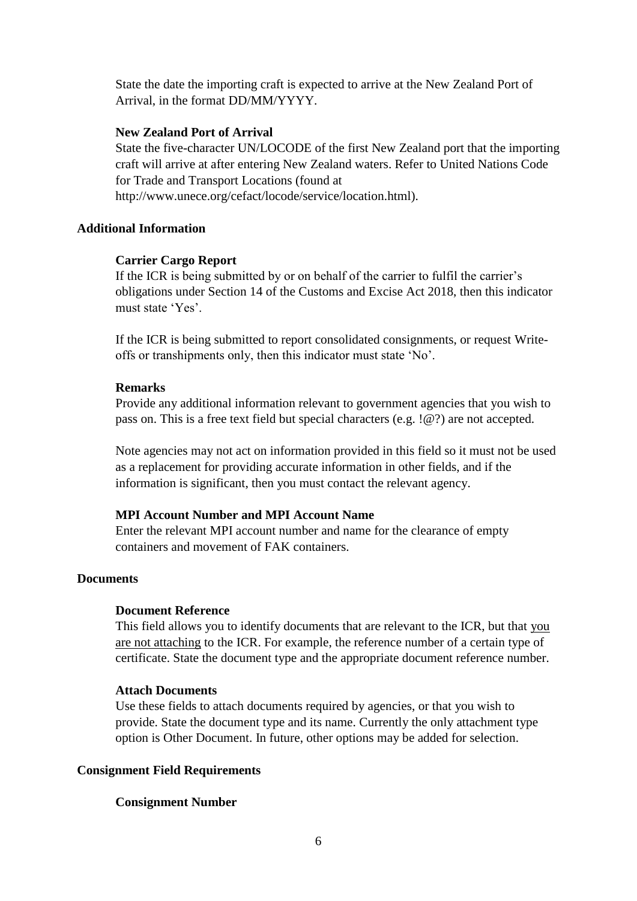State the date the importing craft is expected to arrive at the New Zealand Port of Arrival, in the format DD/MM/YYYY.

#### New Zealand Port of Arrival

State the five-character UN/LOCODE of the first New Zealand port that the importing craft will arrive at after entering New Zealand waters. Refer to United Nations Code for Trade and Transport Locations (found at http://www.unece.org/cefact/locode/service/location.html).

### Additional Information

#### Carrier Cargo Report

If the ICR is being submitted by or on behalf of the carrier to fulfil the carrier's obligations under Section 14 of the Customs and Excise Act 2018, then this indicator must state 'Yes'.

If the ICR is being submitted to report consolidated consignments, or request Write-offs or transhipments only, then this indicator must state 'No'.

#### Remarks

Provide any additional information relevant to government agencies that you wish to pass on. This is a free text field but special characters (e.g. !@?) are not accepted.

Note agencies may not act on information provided in this field so it must not be used as a replacement for providing accurate information in other fields, and if the information is significant, then you must contact the relevant agency.

#### MPI Account Number and MPI Account Name

Enter the relevant MPI account number and name for the clearance of empty containers and movement of FAK containers.

### Documents

#### Document Reference

This field allows you to identify documents that are relevant to the ICR, but that you are not attaching to the ICR. For example, the reference number of a certain type of certificate. State the document type and the appropriate document reference number.

#### Attach Documents

Use these fields to attach documents required by agencies, or that you wish to provide. State the document type and its name. Currently the only attachment type option is Other Document. In future, other options may be added for selection.

### Consignment Field Requirements

#### Consignment Number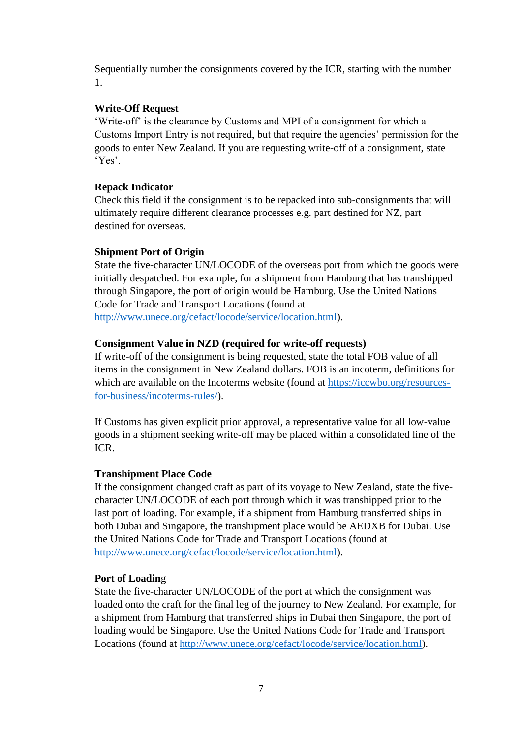Sequentially number the consignments covered by the ICR, starting with the number 1.

**Write-Off Request**

'Write-off' is the clearance by Customs and MPI of a consignment for which a Customs Import Entry is not required, but that require the agencies' permission for the goods to enter New Zealand. If you are requesting write-off of a consignment, state 'Yes'.

**Repack Indicator**

Check this field if the consignment is to be repacked into sub-consignments that will ultimately require different clearance processes e.g. part destined for NZ, part destined for overseas.

**Shipment Port of Origin**

State the five-character UN/LOCODE of the overseas port from which the goods were initially despatched. For example, for a shipment from Hamburg that has transhipped through Singapore, the port of origin would be Hamburg. Use the United Nations Code for Trade and Transport Locations (found at http://www.unece.org/cefact/locode/service/location.html).

**Consignment Value in NZD (required for write-off requests)**

If write-off of the consignment is being requested, state the total FOB value of all items in the consignment in New Zealand dollars. FOB is an incoterm, definitions for which are available on the Incoterms website (found at https://iccwbo.org/resources-for-business/incoterms-rules/).

If Customs has given explicit prior approval, a representative value for all low-value goods in a shipment seeking write-off may be placed within a consolidated line of the ICR.

**Transhipment Place Code**

If the consignment changed craft as part of its voyage to New Zealand, state the five-character UN/LOCODE of each port through which it was transhipped prior to the last port of loading. For example, if a shipment from Hamburg transferred ships in both Dubai and Singapore, the transhipment place would be AEDXB for Dubai. Use the United Nations Code for Trade and Transport Locations (found at http://www.unece.org/cefact/locode/service/location.html).

**Port of Loading**

State the five-character UN/LOCODE of the port at which the consignment was loaded onto the craft for the final leg of the journey to New Zealand. For example, for a shipment from Hamburg that transferred ships in Dubai then Singapore, the port of loading would be Singapore. Use the United Nations Code for Trade and Transport Locations (found at http://www.unece.org/cefact/locode/service/location.html).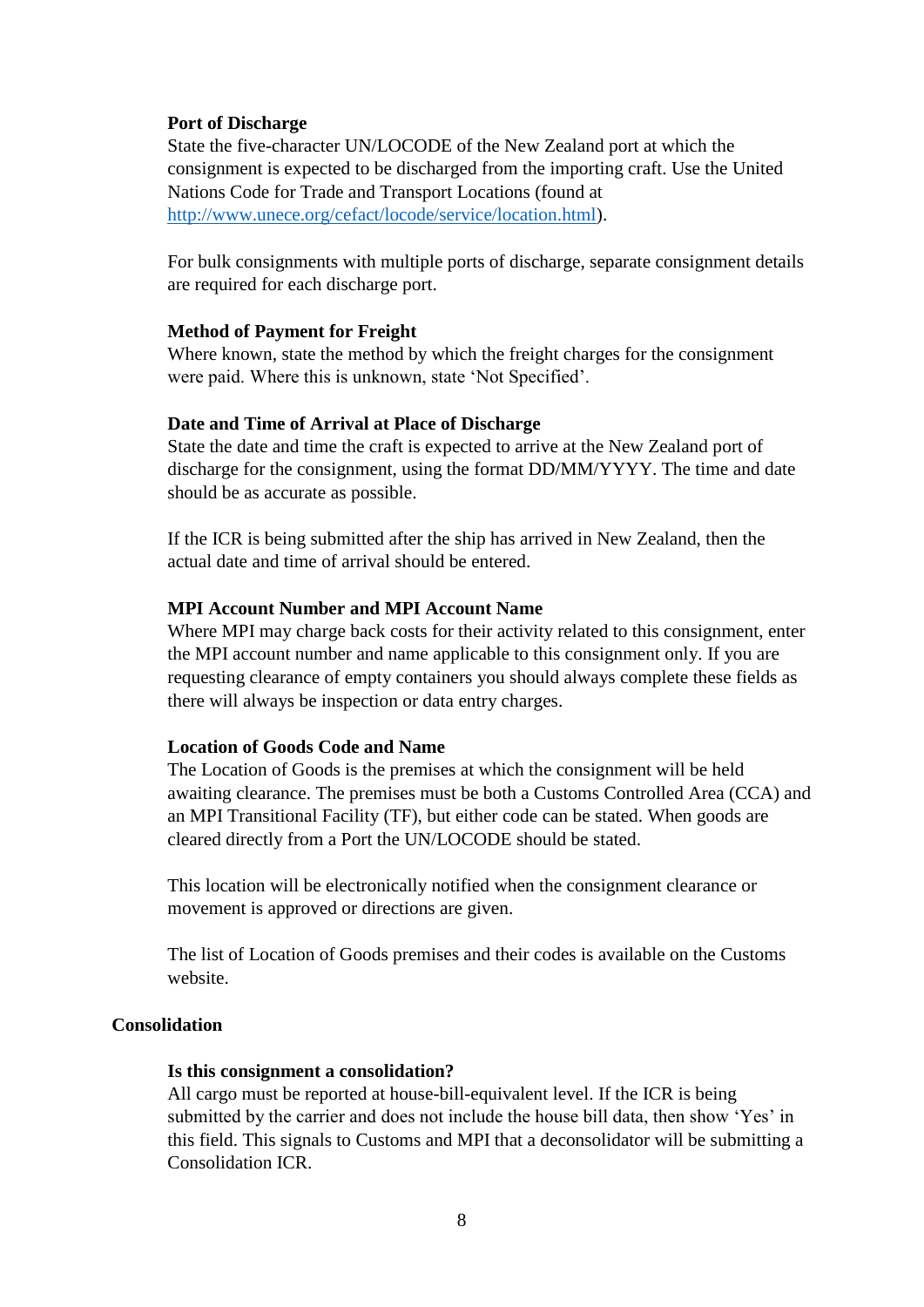#### Port of Discharge

State the five-character UN/LOCODE of the New Zealand port at which the consignment is expected to be discharged from the importing craft. Use the United Nations Code for Trade and Transport Locations (found at [http://www.unece.org/cefact/locode/service/location.html](http://www.unece.org/cefact/locode/service/location.html)).

For bulk consignments with multiple ports of discharge, separate consignment details are required for each discharge port.

#### Method of Payment for Freight

Where known, state the method by which the freight charges for the consignment were paid. Where this is unknown, state 'Not Specified'.

#### Date and Time of Arrival at Place of Discharge

State the date and time the craft is expected to arrive at the New Zealand port of discharge for the consignment, using the format DD/MM/YYYY. The time and date should be as accurate as possible.

If the ICR is being submitted after the ship has arrived in New Zealand, then the actual date and time of arrival should be entered.

#### MPI Account Number and MPI Account Name

Where MPI may charge back costs for their activity related to this consignment, enter the MPI account number and name applicable to this consignment only. If you are requesting clearance of empty containers you should always complete these fields as there will always be inspection or data entry charges.

#### Location of Goods Code and Name

The Location of Goods is the premises at which the consignment will be held awaiting clearance. The premises must be both a Customs Controlled Area (CCA) and an MPI Transitional Facility (TF), but either code can be stated. When goods are cleared directly from a Port the UN/LOCODE should be stated.

This location will be electronically notified when the consignment clearance or movement is approved or directions are given.

The list of Location of Goods premises and their codes is available on the Customs website.

### Consolidation

#### Is this consignment a consolidation?

All cargo must be reported at house-bill-equivalent level. If the ICR is being submitted by the carrier and does not include the house bill data, then show 'Yes' in this field. This signals to Customs and MPI that a deconsolidator will be submitting a Consolidation ICR.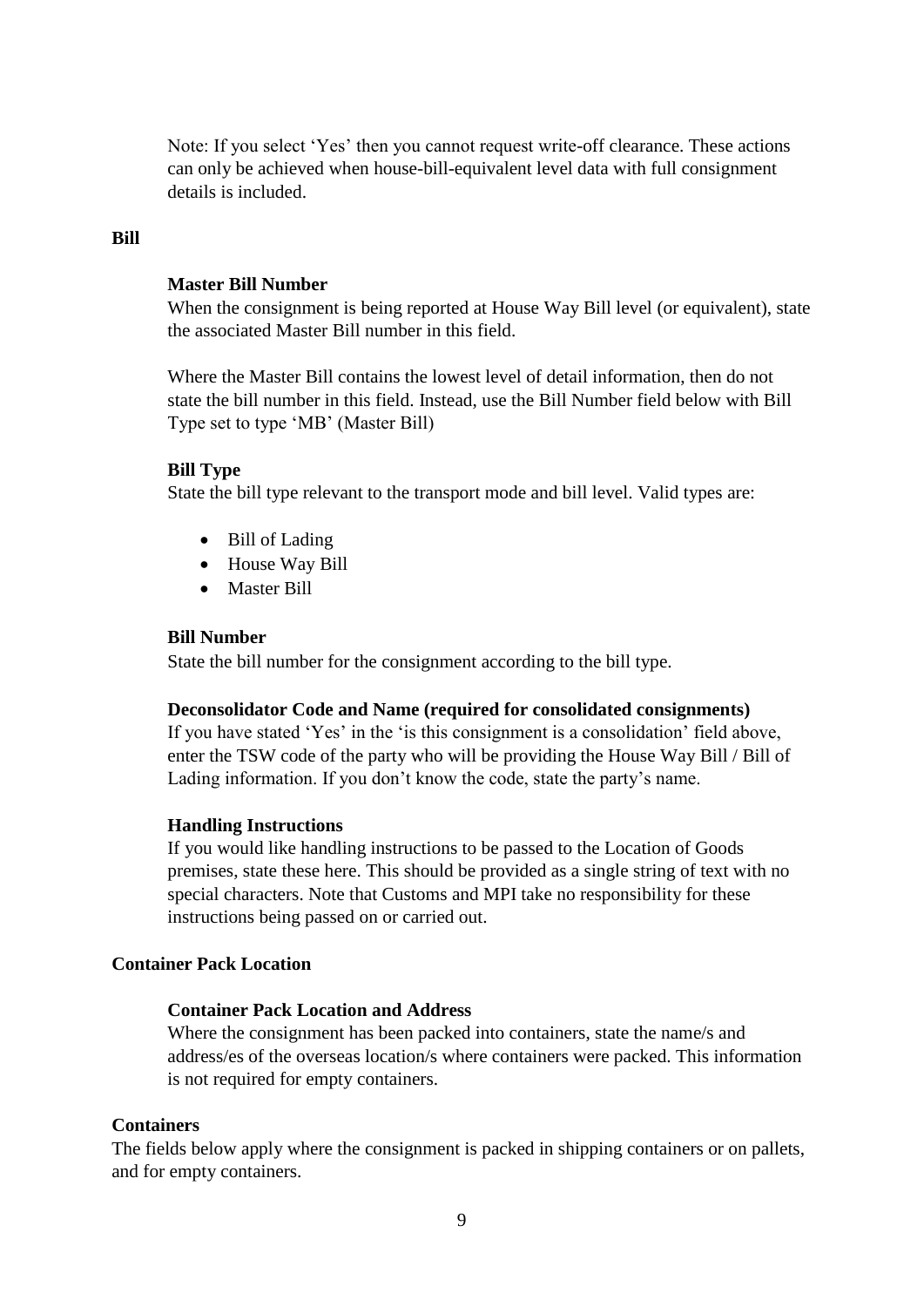Note: If you select 'Yes' then you cannot request write-off clearance. These actions can only be achieved when house-bill-equivalent level data with full consignment details is included.

## Bill

### Master Bill Number

When the consignment is being reported at House Way Bill level (or equivalent), state the associated Master Bill number in this field.

Where the Master Bill contains the lowest level of detail information, then do not state the bill number in this field. Instead, use the Bill Number field below with Bill Type set to type 'MB' (Master Bill)

### Bill Type

State the bill type relevant to the transport mode and bill level. Valid types are:

- Bill of Lading
- House Way Bill
- Master Bill

### Bill Number

State the bill number for the consignment according to the bill type.

### Deconsolidator Code and Name (required for consolidated consignments)

If you have stated 'Yes' in the 'is this consignment is a consolidation' field above, enter the TSW code of the party who will be providing the House Way Bill / Bill of Lading information. If you don't know the code, state the party's name.

### Handling Instructions

If you would like handling instructions to be passed to the Location of Goods premises, state these here. This should be provided as a single string of text with no special characters. Note that Customs and MPI take no responsibility for these instructions being passed on or carried out.

## Container Pack Location

### Container Pack Location and Address

Where the consignment has been packed into containers, state the name/s and address/es of the overseas location/s where containers were packed. This information is not required for empty containers.

## Containers

The fields below apply where the consignment is packed in shipping containers or on pallets, and for empty containers.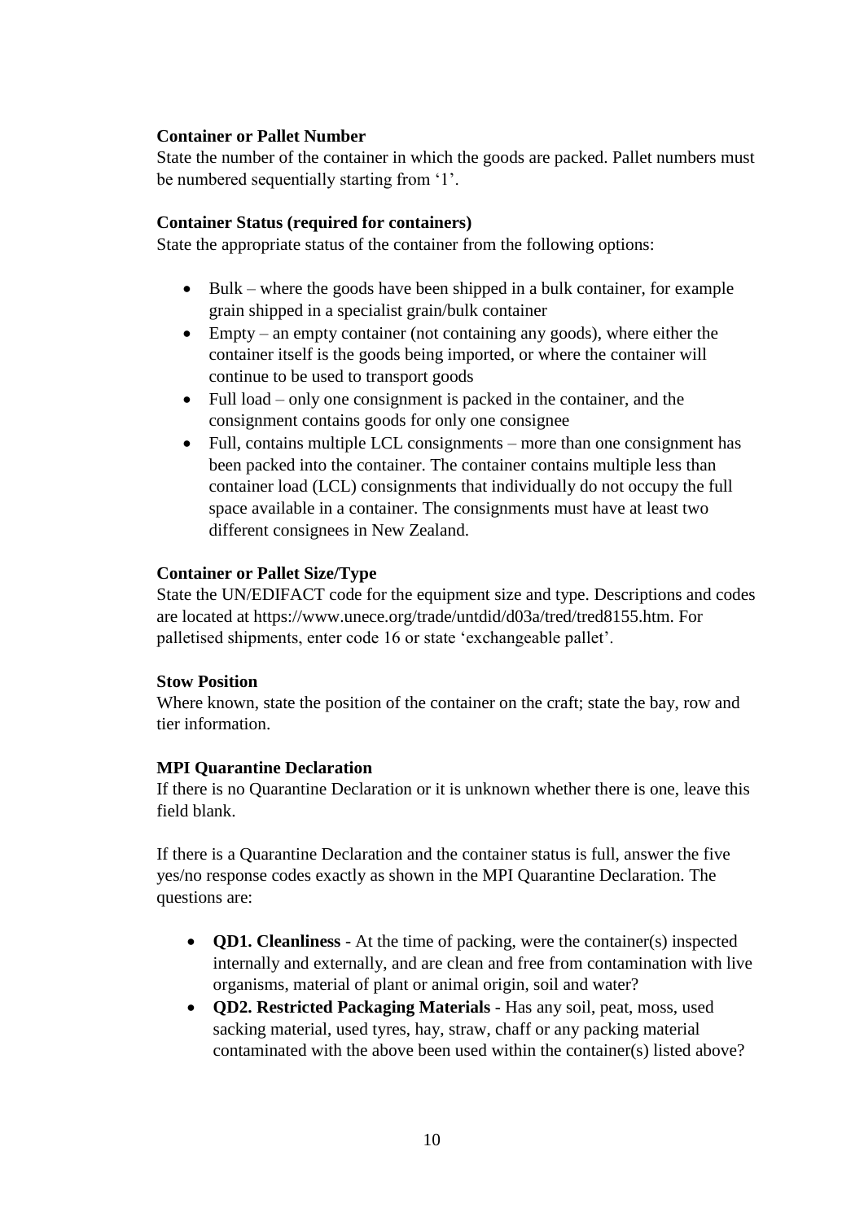**Container or Pallet Number**

State the number of the container in which the goods are packed. Pallet numbers must be numbered sequentially starting from '1'.

**Container Status (required for containers)**

State the appropriate status of the container from the following options:

- Bulk – where the goods have been shipped in a bulk container, for example grain shipped in a specialist grain/bulk container
- Empty – an empty container (not containing any goods), where either the container itself is the goods being imported, or where the container will continue to be used to transport goods
- Full load – only one consignment is packed in the container, and the consignment contains goods for only one consignee
- Full, contains multiple LCL consignments – more than one consignment has been packed into the container. The container contains multiple less than container load (LCL) consignments that individually do not occupy the full space available in a container. The consignments must have at least two different consignees in New Zealand.

**Container or Pallet Size/Type**

State the UN/EDIFACT code for the equipment size and type. Descriptions and codes are located at https://www.unece.org/trade/untdid/d03a/tred/tred8155.htm. For palletised shipments, enter code 16 or state 'exchangeable pallet'.

**Stow Position**

Where known, state the position of the container on the craft; state the bay, row and tier information.

**MPI Quarantine Declaration**

If there is no Quarantine Declaration or it is unknown whether there is one, leave this field blank.

If there is a Quarantine Declaration and the container status is full, answer the five yes/no response codes exactly as shown in the MPI Quarantine Declaration. The questions are:

- **QD1. Cleanliness** - At the time of packing, were the container(s) inspected internally and externally, and are clean and free from contamination with live organisms, material of plant or animal origin, soil and water?
- **QD2. Restricted Packaging Materials** - Has any soil, peat, moss, used sacking material, used tyres, hay, straw, chaff or any packing material contaminated with the above been used within the container(s) listed above?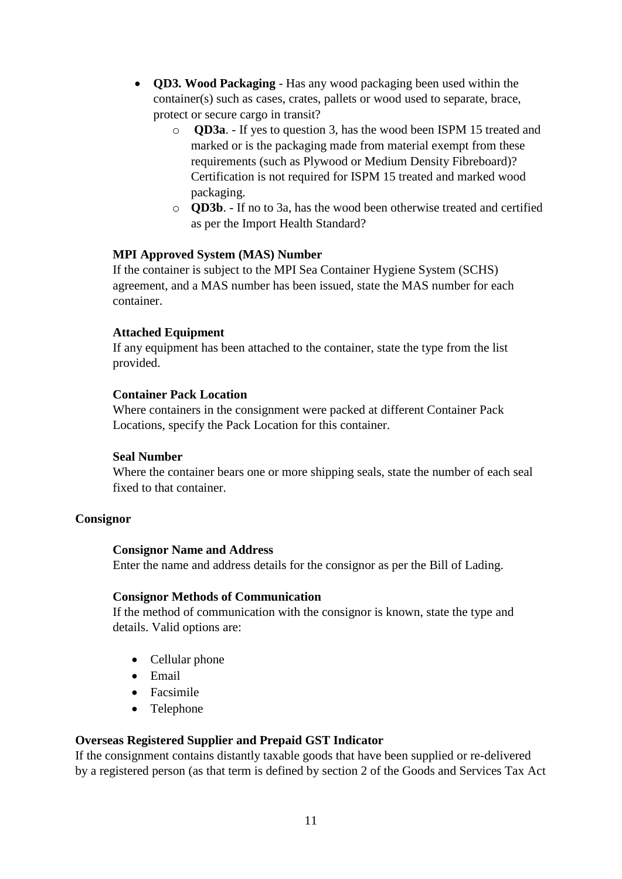- **QD3. Wood Packaging** - Has any wood packaging been used within the container(s) such as cases, crates, pallets or wood used to separate, brace, protect or secure cargo in transit?
    - **QD3a**. - If yes to question 3, has the wood been ISPM 15 treated and marked or is the packaging made from material exempt from these requirements (such as Plywood or Medium Density Fibreboard)? Certification is not required for ISPM 15 treated and marked wood packaging.
    - **QD3b**. - If no to 3a, has the wood been otherwise treated and certified as per the Import Health Standard?

**MPI Approved System (MAS) Number**
If the container is subject to the MPI Sea Container Hygiene System (SCHS) agreement, and a MAS number has been issued, state the MAS number for each container.

**Attached Equipment**
If any equipment has been attached to the container, state the type from the list provided.

**Container Pack Location**
Where containers in the consignment were packed at different Container Pack Locations, specify the Pack Location for this container.

**Seal Number**
Where the container bears one or more shipping seals, state the number of each seal fixed to that container.

**Consignor**

**Consignor Name and Address**
Enter the name and address details for the consignor as per the Bill of Lading.

**Consignor Methods of Communication**
If the method of communication with the consignor is known, state the type and details. Valid options are:

- Cellular phone
- Email
- Facsimile
- Telephone

**Overseas Registered Supplier and Prepaid GST Indicator**
If the consignment contains distantly taxable goods that have been supplied or re-delivered by a registered person (as that term is defined by section 2 of the Goods and Services Tax Act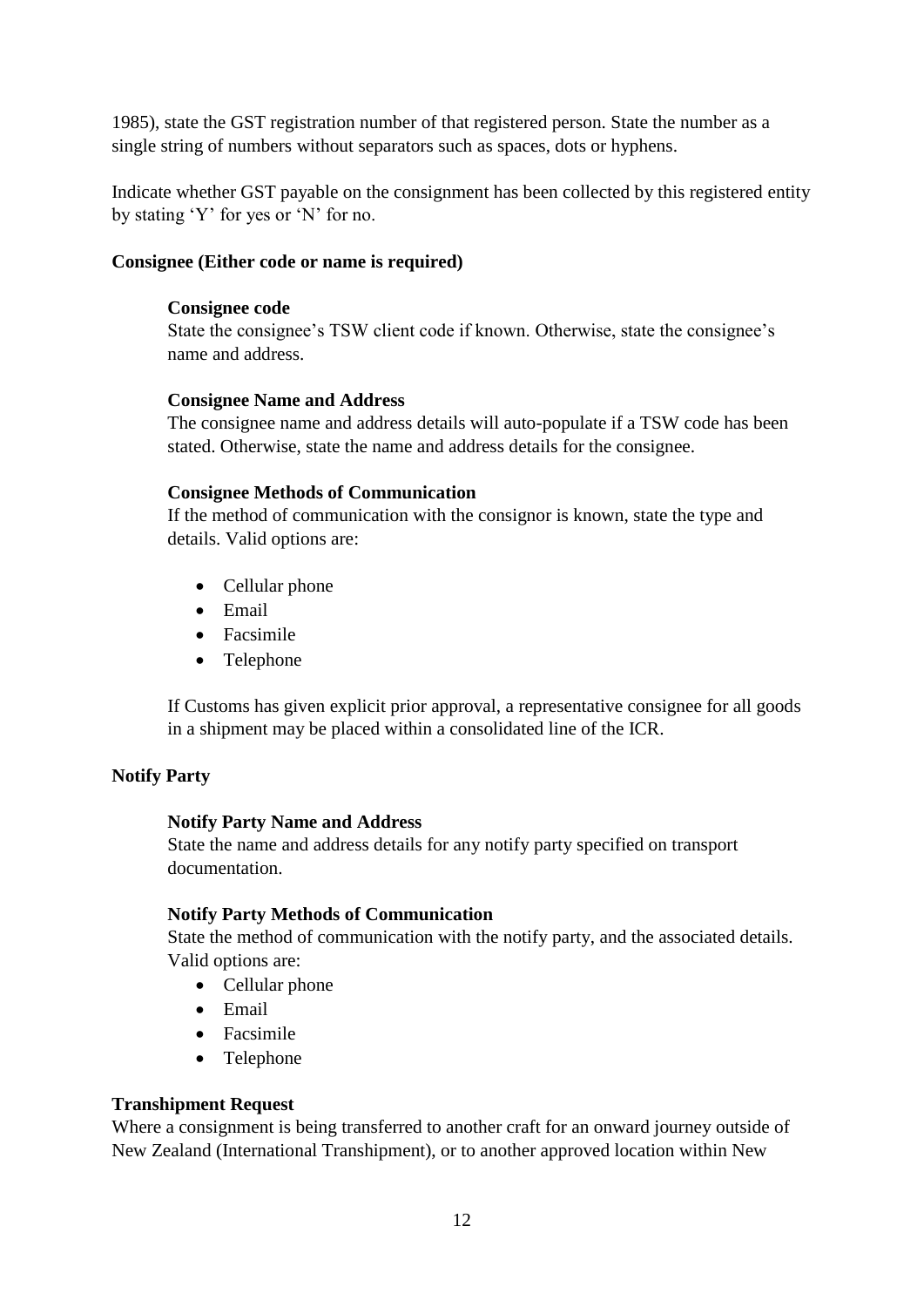1985), state the GST registration number of that registered person. State the number as a single string of numbers without separators such as spaces, dots or hyphens.

Indicate whether GST payable on the consignment has been collected by this registered entity by stating 'Y' for yes or 'N' for no.

**Consignee (Either code or name is required)**

**Consignee code**
State the consignee's TSW client code if known. Otherwise, state the consignee's name and address.

**Consignee Name and Address**
The consignee name and address details will auto-populate if a TSW code has been stated. Otherwise, state the name and address details for the consignee.

**Consignee Methods of Communication**
If the method of communication with the consignor is known, state the type and details. Valid options are:

- Cellular phone
- Email
- Facsimile
- Telephone

If Customs has given explicit prior approval, a representative consignee for all goods in a shipment may be placed within a consolidated line of the ICR.

**Notify Party**

**Notify Party Name and Address**
State the name and address details for any notify party specified on transport documentation.

**Notify Party Methods of Communication**
State the method of communication with the notify party, and the associated details. Valid options are:

- Cellular phone
- Email
- Facsimile
- Telephone

**Transhipment Request**
Where a consignment is being transferred to another craft for an onward journey outside of New Zealand (International Transhipment), or to another approved location within New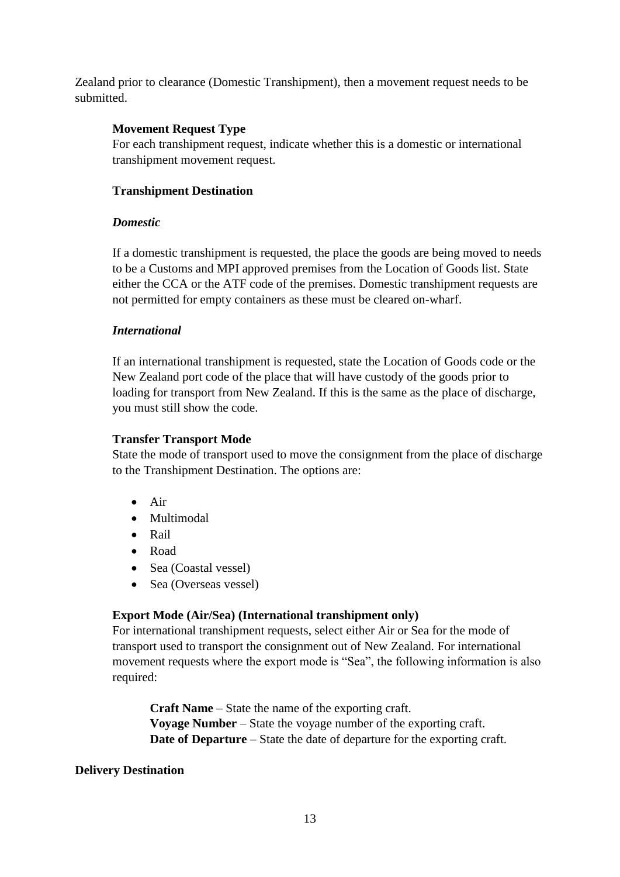Zealand prior to clearance (Domestic Transhipment), then a movement request needs to be submitted.

**Movement Request Type**
For each transhipment request, indicate whether this is a domestic or international transhipment movement request.

**Transhipment Destination**

***Domestic***

If a domestic transhipment is requested, the place the goods are being moved to needs to be a Customs and MPI approved premises from the Location of Goods list. State either the CCA or the ATF code of the premises. Domestic transhipment requests are not permitted for empty containers as these must be cleared on-wharf.

***International***

If an international transhipment is requested, state the Location of Goods code or the New Zealand port code of the place that will have custody of the goods prior to loading for transport from New Zealand. If this is the same as the place of discharge, you must still show the code.

**Transfer Transport Mode**
State the mode of transport used to move the consignment from the place of discharge to the Transhipment Destination. The options are:

- Air
- Multimodal
- Rail
- Road
- Sea (Coastal vessel)
- Sea (Overseas vessel)

**Export Mode (Air/Sea) (International transhipment only)**
For international transhipment requests, select either Air or Sea for the mode of transport used to transport the consignment out of New Zealand. For international movement requests where the export mode is "Sea", the following information is also required:

**Craft Name** – State the name of the exporting craft.
**Voyage Number** – State the voyage number of the exporting craft.
**Date of Departure** – State the date of departure for the exporting craft.

**Delivery Destination**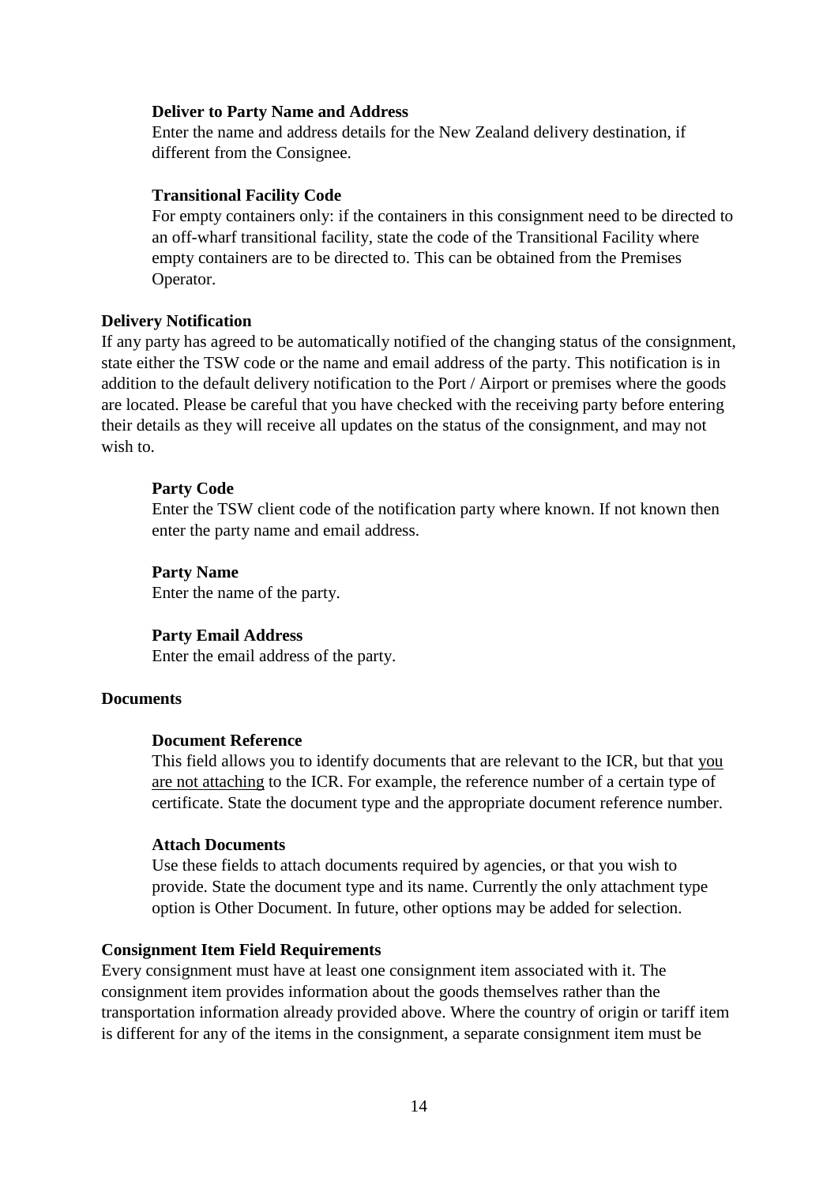**Deliver to Party Name and Address**

Enter the name and address details for the New Zealand delivery destination, if different from the Consignee.

**Transitional Facility Code**

For empty containers only: if the containers in this consignment need to be directed to an off-wharf transitional facility, state the code of the Transitional Facility where empty containers are to be directed to. This can be obtained from the Premises Operator.

**Delivery Notification**

If any party has agreed to be automatically notified of the changing status of the consignment, state either the TSW code or the name and email address of the party. This notification is in addition to the default delivery notification to the Port / Airport or premises where the goods are located. Please be careful that you have checked with the receiving party before entering their details as they will receive all updates on the status of the consignment, and may not wish to.

**Party Code**

Enter the TSW client code of the notification party where known. If not known then enter the party name and email address.

**Party Name**

Enter the name of the party.

**Party Email Address**

Enter the email address of the party.

**Documents**

**Document Reference**

This field allows you to identify documents that are relevant to the ICR, but that you are not attaching to the ICR. For example, the reference number of a certain type of certificate. State the document type and the appropriate document reference number.

**Attach Documents**

Use these fields to attach documents required by agencies, or that you wish to provide. State the document type and its name. Currently the only attachment type option is Other Document. In future, other options may be added for selection.

**Consignment Item Field Requirements**

Every consignment must have at least one consignment item associated with it. The consignment item provides information about the goods themselves rather than the transportation information already provided above. Where the country of origin or tariff item is different for any of the items in the consignment, a separate consignment item must be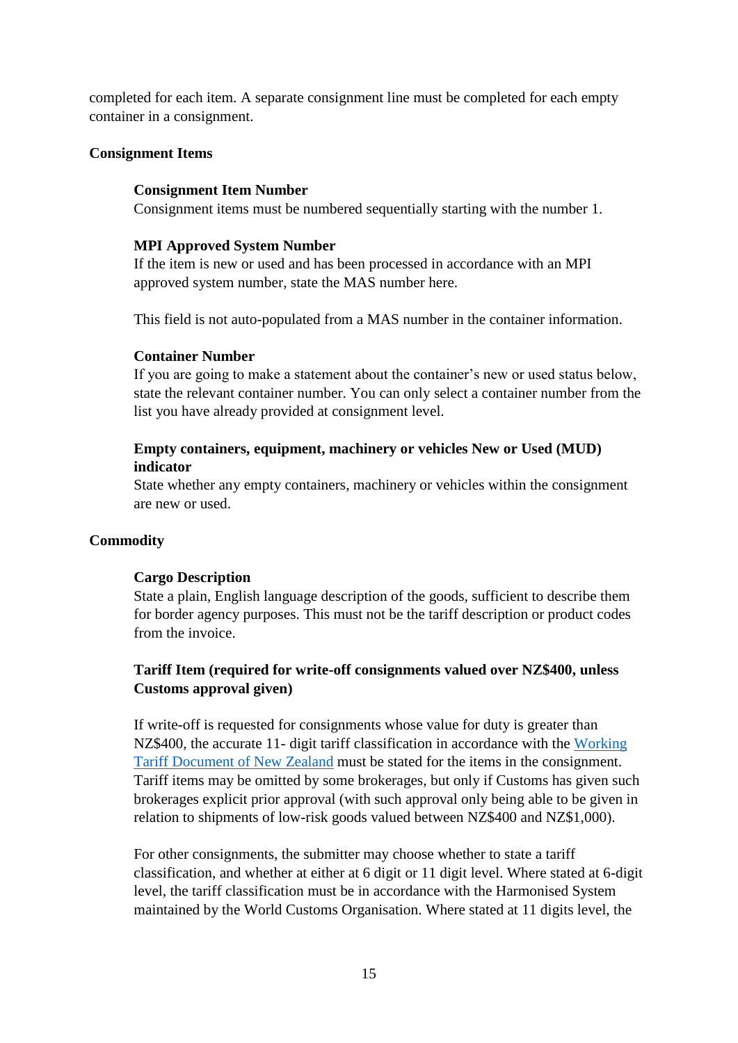completed for each item. A separate consignment line must be completed for each empty container in a consignment.

**Consignment Items**

**Consignment Item Number**
Consignment items must be numbered sequentially starting with the number 1.

**MPI Approved System Number**
If the item is new or used and has been processed in accordance with an MPI approved system number, state the MAS number here.

This field is not auto-populated from a MAS number in the container information.

**Container Number**
If you are going to make a statement about the container's new or used status below, state the relevant container number. You can only select a container number from the list you have already provided at consignment level.

**Empty containers, equipment, machinery or vehicles New or Used (MUD) indicator**
State whether any empty containers, machinery or vehicles within the consignment are new or used.

**Commodity**

**Cargo Description**
State a plain, English language description of the goods, sufficient to describe them for border agency purposes. This must not be the tariff description or product codes from the invoice.

**Tariff Item (required for write-off consignments valued over NZ$400, unless Customs approval given)**

If write-off is requested for consignments whose value for duty is greater than NZ$400, the accurate 11- digit tariff classification in accordance with the [Working Tariff Document of New Zealand] must be stated for the items in the consignment. Tariff items may be omitted by some brokerages, but only if Customs has given such brokerages explicit prior approval (with such approval only being able to be given in relation to shipments of low-risk goods valued between NZ$400 and NZ$1,000).

For other consignments, the submitter may choose whether to state a tariff classification, and whether at either at 6 digit or 11 digit level. Where stated at 6-digit level, the tariff classification must be in accordance with the Harmonised System maintained by the World Customs Organisation. Where stated at 11 digits level, the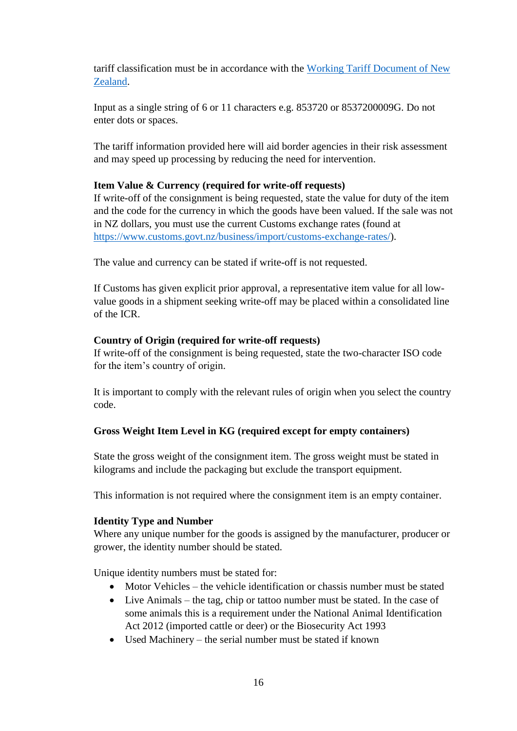tariff classification must be in accordance with the [Working Tariff Document of New Zealand](#).

Input as a single string of 6 or 11 characters e.g. 853720 or 8537200009G. Do not enter dots or spaces.

The tariff information provided here will aid border agencies in their risk assessment and may speed up processing by reducing the need for intervention.

**Item Value & Currency (required for write-off requests)**

If write-off of the consignment is being requested, state the value for duty of the item and the code for the currency in which the goods have been valued. If the sale was not in NZ dollars, you must use the current Customs exchange rates (found at https://www.customs.govt.nz/business/import/customs-exchange-rates/).

The value and currency can be stated if write-off is not requested.

If Customs has given explicit prior approval, a representative item value for all low-value goods in a shipment seeking write-off may be placed within a consolidated line of the ICR.

**Country of Origin (required for write-off requests)**

If write-off of the consignment is being requested, state the two-character ISO code for the item's country of origin.

It is important to comply with the relevant rules of origin when you select the country code.

**Gross Weight Item Level in KG (required except for empty containers)**

State the gross weight of the consignment item. The gross weight must be stated in kilograms and include the packaging but exclude the transport equipment.

This information is not required where the consignment item is an empty container.

**Identity Type and Number**

Where any unique number for the goods is assigned by the manufacturer, producer or grower, the identity number should be stated.

Unique identity numbers must be stated for:

- Motor Vehicles – the vehicle identification or chassis number must be stated
- Live Animals – the tag, chip or tattoo number must be stated. In the case of some animals this is a requirement under the National Animal Identification Act 2012 (imported cattle or deer) or the Biosecurity Act 1993
- Used Machinery – the serial number must be stated if known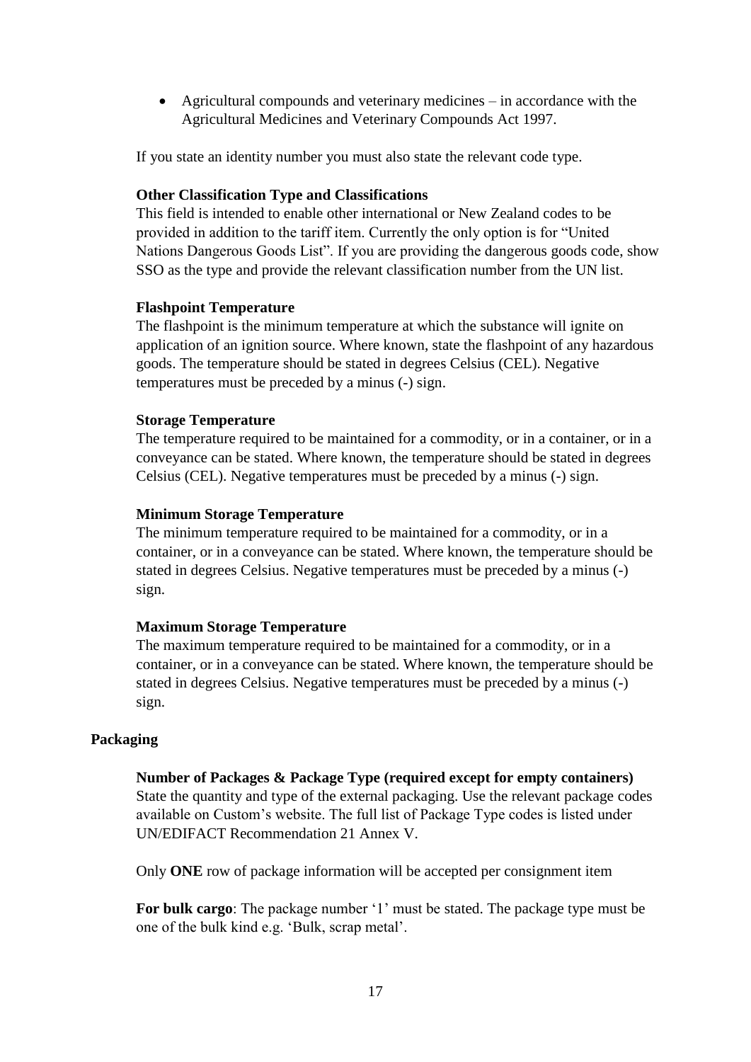- Agricultural compounds and veterinary medicines – in accordance with the Agricultural Medicines and Veterinary Compounds Act 1997.

If you state an identity number you must also state the relevant code type.

**Other Classification Type and Classifications**

This field is intended to enable other international or New Zealand codes to be provided in addition to the tariff item. Currently the only option is for "United Nations Dangerous Goods List". If you are providing the dangerous goods code, show SSO as the type and provide the relevant classification number from the UN list.

**Flashpoint Temperature**

The flashpoint is the minimum temperature at which the substance will ignite on application of an ignition source. Where known, state the flashpoint of any hazardous goods. The temperature should be stated in degrees Celsius (CEL). Negative temperatures must be preceded by a minus (-) sign.

**Storage Temperature**

The temperature required to be maintained for a commodity, or in a container, or in a conveyance can be stated. Where known, the temperature should be stated in degrees Celsius (CEL). Negative temperatures must be preceded by a minus (-) sign.

**Minimum Storage Temperature**

The minimum temperature required to be maintained for a commodity, or in a container, or in a conveyance can be stated. Where known, the temperature should be stated in degrees Celsius. Negative temperatures must be preceded by a minus (-) sign.

**Maximum Storage Temperature**

The maximum temperature required to be maintained for a commodity, or in a container, or in a conveyance can be stated. Where known, the temperature should be stated in degrees Celsius. Negative temperatures must be preceded by a minus (-) sign.

## Packaging

**Number of Packages & Package Type (required except for empty containers)**

State the quantity and type of the external packaging. Use the relevant package codes available on Custom's website. The full list of Package Type codes is listed under UN/EDIFACT Recommendation 21 Annex V.

Only **ONE** row of package information will be accepted per consignment item

**For bulk cargo**: The package number '1' must be stated. The package type must be one of the bulk kind e.g. 'Bulk, scrap metal'.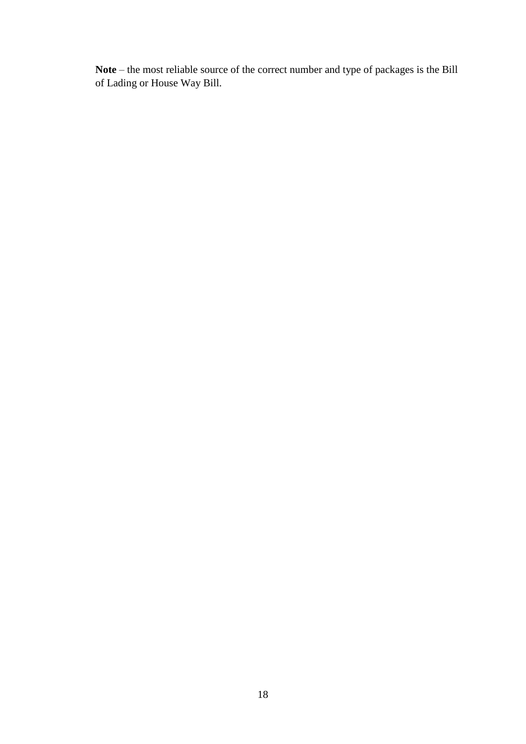**Note** – the most reliable source of the correct number and type of packages is the Bill of Lading or House Way Bill.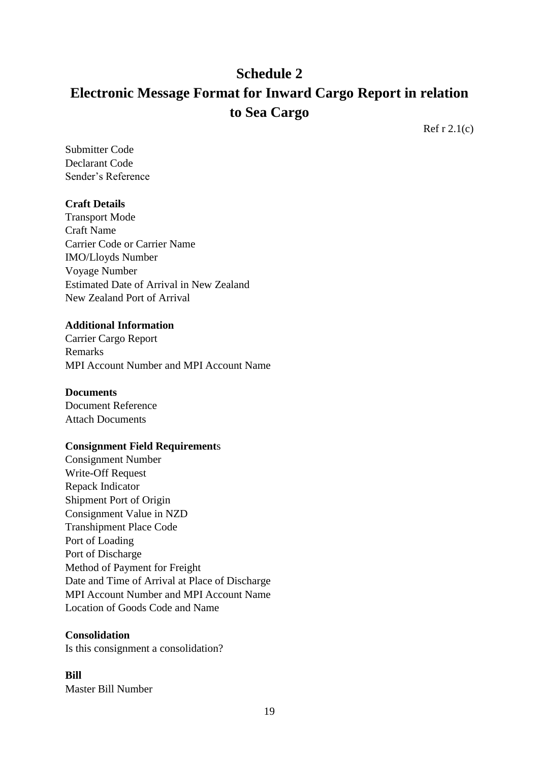# Schedule 2

# Electronic Message Format for Inward Cargo Report in relation to Sea Cargo

Ref r 2.1(c)

Submitter Code
Declarant Code
Sender's Reference

**Craft Details**

Transport Mode
Craft Name
Carrier Code or Carrier Name
IMO/Lloyds Number
Voyage Number
Estimated Date of Arrival in New Zealand
New Zealand Port of Arrival

**Additional Information**

Carrier Cargo Report
Remarks
MPI Account Number and MPI Account Name

**Documents**

Document Reference
Attach Documents

**Consignment Field Requirements**

Consignment Number
Write-Off Request
Repack Indicator
Shipment Port of Origin
Consignment Value in NZD
Transhipment Place Code
Port of Loading
Port of Discharge
Method of Payment for Freight
Date and Time of Arrival at Place of Discharge
MPI Account Number and MPI Account Name
Location of Goods Code and Name

**Consolidation**

Is this consignment a consolidation?

**Bill**

Master Bill Number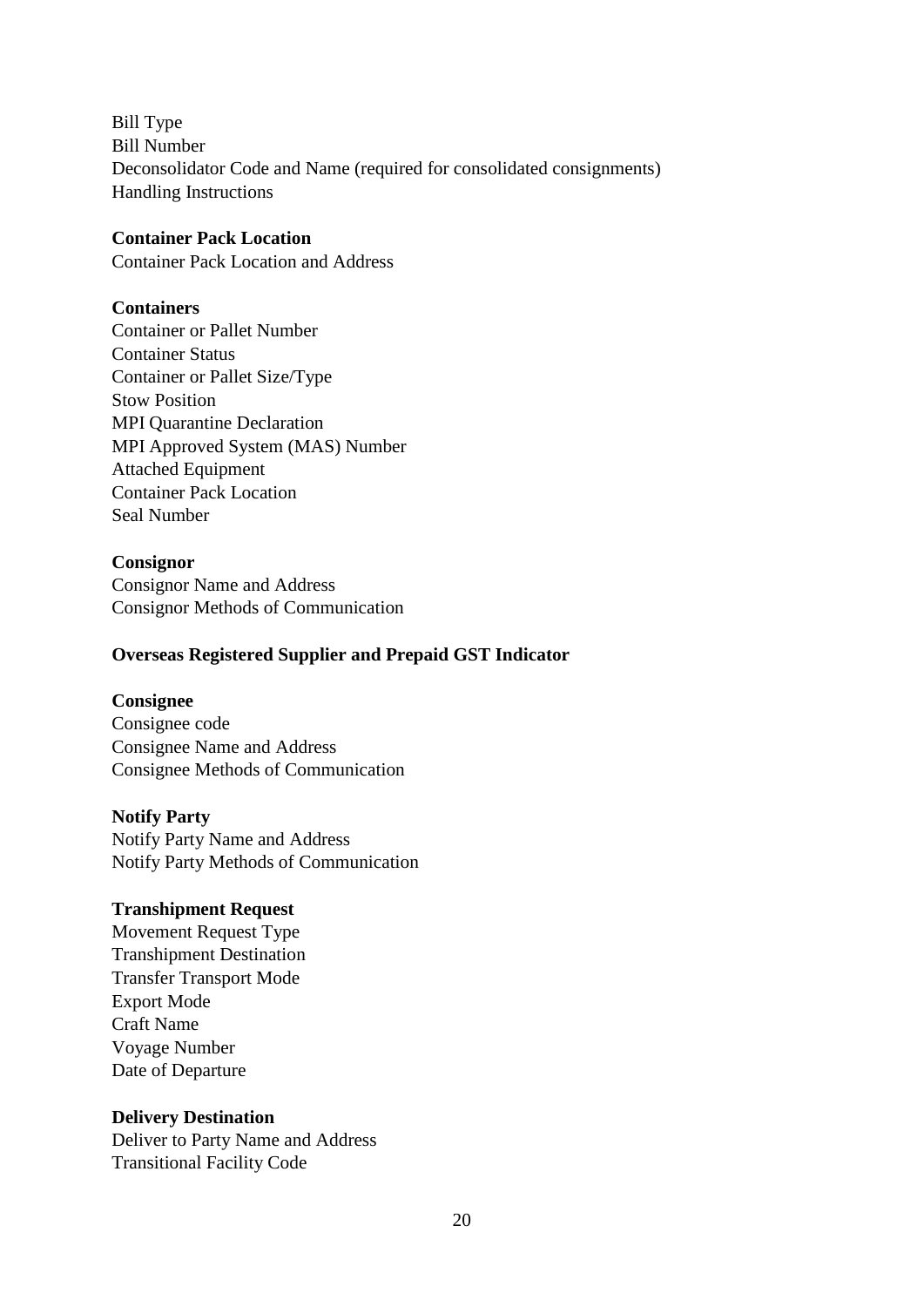Bill Type
Bill Number
Deconsolidator Code and Name (required for consolidated consignments)
Handling Instructions

**Container Pack Location**
Container Pack Location and Address

**Containers**
Container or Pallet Number
Container Status
Container or Pallet Size/Type
Stow Position
MPI Quarantine Declaration
MPI Approved System (MAS) Number
Attached Equipment
Container Pack Location
Seal Number

**Consignor**
Consignor Name and Address
Consignor Methods of Communication

**Overseas Registered Supplier and Prepaid GST Indicator**

**Consignee**
Consignee code
Consignee Name and Address
Consignee Methods of Communication

**Notify Party**
Notify Party Name and Address
Notify Party Methods of Communication

**Transhipment Request**
Movement Request Type
Transhipment Destination
Transfer Transport Mode
Export Mode
Craft Name
Voyage Number
Date of Departure

**Delivery Destination**
Deliver to Party Name and Address
Transitional Facility Code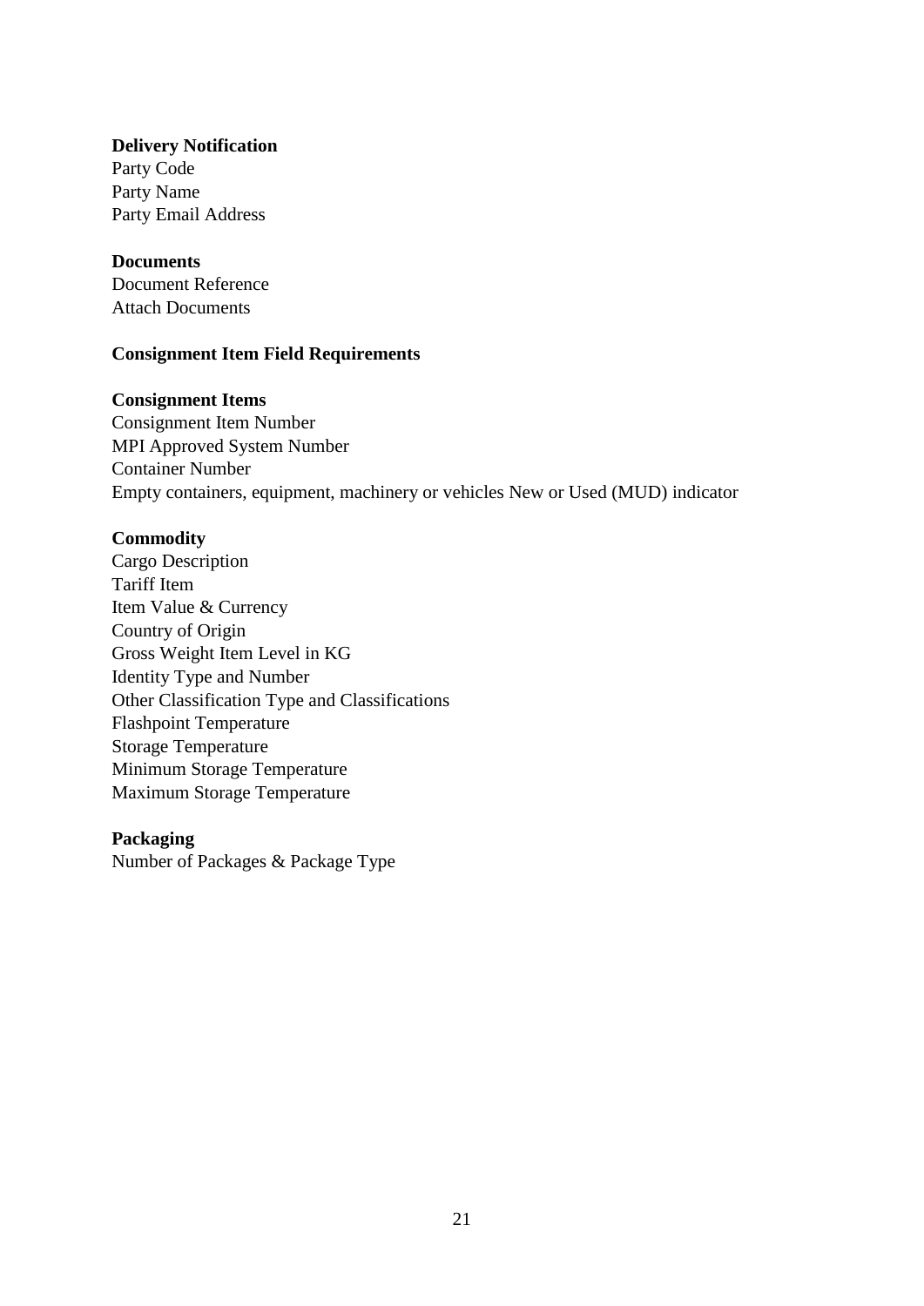**Delivery Notification**

Party Code
Party Name
Party Email Address

**Documents**

Document Reference
Attach Documents

**Consignment Item Field Requirements**

**Consignment Items**

Consignment Item Number
MPI Approved System Number
Container Number
Empty containers, equipment, machinery or vehicles New or Used (MUD) indicator

**Commodity**

Cargo Description
Tariff Item
Item Value & Currency
Country of Origin
Gross Weight Item Level in KG
Identity Type and Number
Other Classification Type and Classifications
Flashpoint Temperature
Storage Temperature
Minimum Storage Temperature
Maximum Storage Temperature

**Packaging**

Number of Packages & Package Type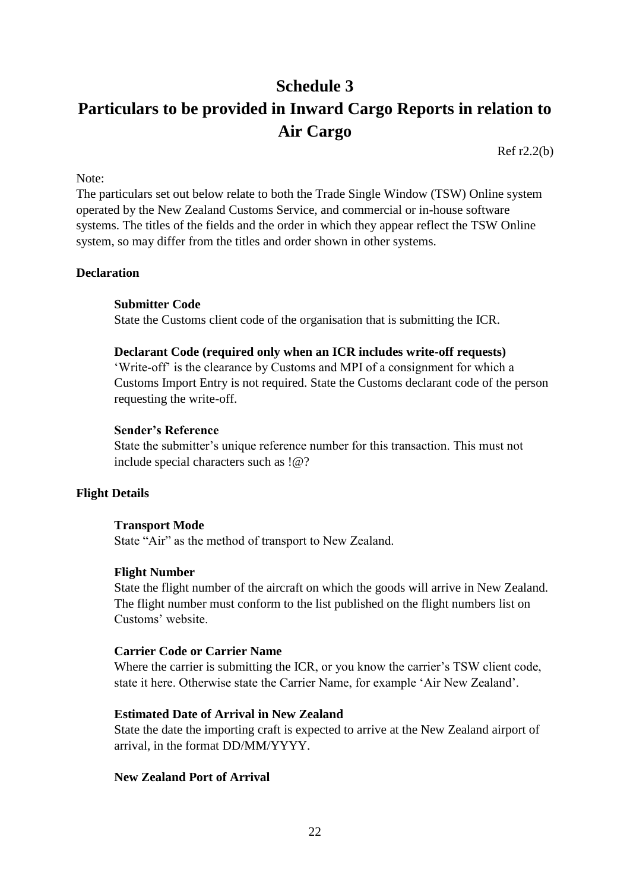# Schedule 3

# Particulars to be provided in Inward Cargo Reports in relation to Air Cargo

Ref r2.2(b)

Note:

The particulars set out below relate to both the Trade Single Window (TSW) Online system operated by the New Zealand Customs Service, and commercial or in-house software systems. The titles of the fields and the order in which they appear reflect the TSW Online system, so may differ from the titles and order shown in other systems.

## Declaration

### Submitter Code

State the Customs client code of the organisation that is submitting the ICR.

### Declarant Code (required only when an ICR includes write-off requests)

'Write-off' is the clearance by Customs and MPI of a consignment for which a Customs Import Entry is not required. State the Customs declarant code of the person requesting the write-off.

### Sender's Reference

State the submitter's unique reference number for this transaction. This must not include special characters such as !@?

## Flight Details

### Transport Mode

State "Air" as the method of transport to New Zealand.

### Flight Number

State the flight number of the aircraft on which the goods will arrive in New Zealand. The flight number must conform to the list published on the flight numbers list on Customs' website.

### Carrier Code or Carrier Name

Where the carrier is submitting the ICR, or you know the carrier's TSW client code, state it here. Otherwise state the Carrier Name, for example 'Air New Zealand'.

### Estimated Date of Arrival in New Zealand

State the date the importing craft is expected to arrive at the New Zealand airport of arrival, in the format DD/MM/YYYY.

### New Zealand Port of Arrival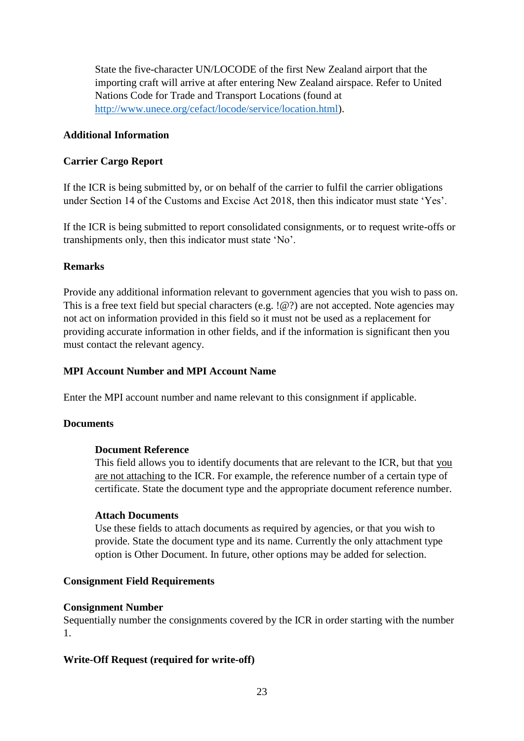State the five-character UN/LOCODE of the first New Zealand airport that the importing craft will arrive at after entering New Zealand airspace. Refer to United Nations Code for Trade and Transport Locations (found at [http://www.unece.org/cefact/locode/service/location.html](http://www.unece.org/cefact/locode/service/location.html)).

**Additional Information**

**Carrier Cargo Report**

If the ICR is being submitted by, or on behalf of the carrier to fulfil the carrier obligations under Section 14 of the Customs and Excise Act 2018, then this indicator must state 'Yes'.

If the ICR is being submitted to report consolidated consignments, or to request write-offs or transhipments only, then this indicator must state 'No'.

**Remarks**

Provide any additional information relevant to government agencies that you wish to pass on. This is a free text field but special characters (e.g. !@?) are not accepted. Note agencies may not act on information provided in this field so it must not be used as a replacement for providing accurate information in other fields, and if the information is significant then you must contact the relevant agency.

**MPI Account Number and MPI Account Name**

Enter the MPI account number and name relevant to this consignment if applicable.

**Documents**

**Document Reference**
This field allows you to identify documents that are relevant to the ICR, but that you are not attaching to the ICR. For example, the reference number of a certain type of certificate. State the document type and the appropriate document reference number.

**Attach Documents**
Use these fields to attach documents as required by agencies, or that you wish to provide. State the document type and its name. Currently the only attachment type option is Other Document. In future, other options may be added for selection.

**Consignment Field Requirements**

**Consignment Number**
Sequentially number the consignments covered by the ICR in order starting with the number 1.

**Write-Off Request (required for write-off)**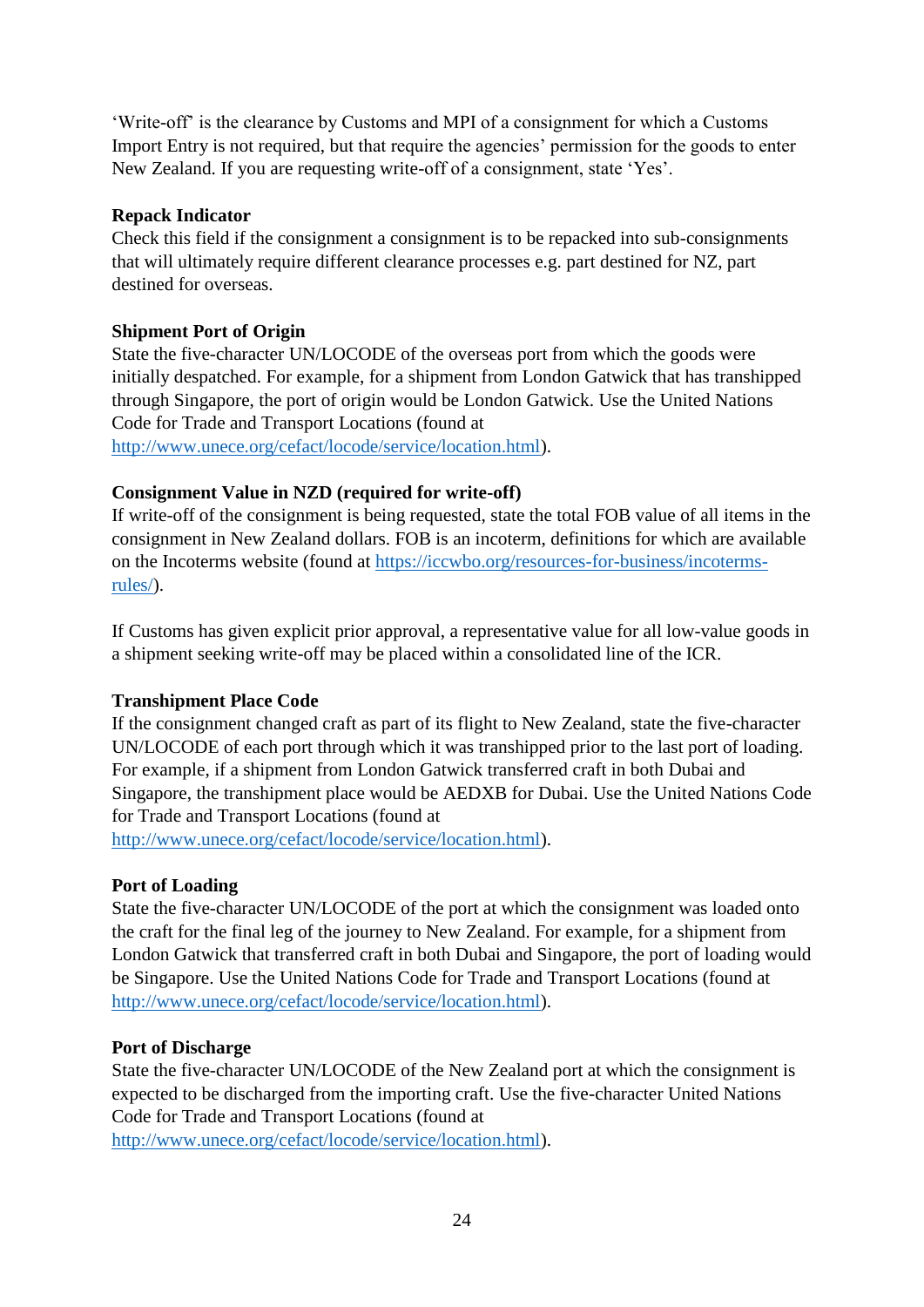'Write-off' is the clearance by Customs and MPI of a consignment for which a Customs Import Entry is not required, but that require the agencies' permission for the goods to enter New Zealand. If you are requesting write-off of a consignment, state 'Yes'.

**Repack Indicator**

Check this field if the consignment a consignment is to be repacked into sub-consignments that will ultimately require different clearance processes e.g. part destined for NZ, part destined for overseas.

**Shipment Port of Origin**

State the five-character UN/LOCODE of the overseas port from which the goods were initially despatched. For example, for a shipment from London Gatwick that has transhipped through Singapore, the port of origin would be London Gatwick. Use the United Nations Code for Trade and Transport Locations (found at [http://www.unece.org/cefact/locode/service/location.html](http://www.unece.org/cefact/locode/service/location.html)).

**Consignment Value in NZD (required for write-off)**

If write-off of the consignment is being requested, state the total FOB value of all items in the consignment in New Zealand dollars. FOB is an incoterm, definitions for which are available on the Incoterms website (found at [https://iccwbo.org/resources-for-business/incoterms-rules/](https://iccwbo.org/resources-for-business/incoterms-rules/)).

If Customs has given explicit prior approval, a representative value for all low-value goods in a shipment seeking write-off may be placed within a consolidated line of the ICR.

**Transhipment Place Code**

If the consignment changed craft as part of its flight to New Zealand, state the five-character UN/LOCODE of each port through which it was transhipped prior to the last port of loading. For example, if a shipment from London Gatwick transferred craft in both Dubai and Singapore, the transhipment place would be AEDXB for Dubai. Use the United Nations Code for Trade and Transport Locations (found at [http://www.unece.org/cefact/locode/service/location.html](http://www.unece.org/cefact/locode/service/location.html)).

**Port of Loading**

State the five-character UN/LOCODE of the port at which the consignment was loaded onto the craft for the final leg of the journey to New Zealand. For example, for a shipment from London Gatwick that transferred craft in both Dubai and Singapore, the port of loading would be Singapore. Use the United Nations Code for Trade and Transport Locations (found at [http://www.unece.org/cefact/locode/service/location.html](http://www.unece.org/cefact/locode/service/location.html)).

**Port of Discharge**

State the five-character UN/LOCODE of the New Zealand port at which the consignment is expected to be discharged from the importing craft. Use the five-character United Nations Code for Trade and Transport Locations (found at [http://www.unece.org/cefact/locode/service/location.html](http://www.unece.org/cefact/locode/service/location.html)).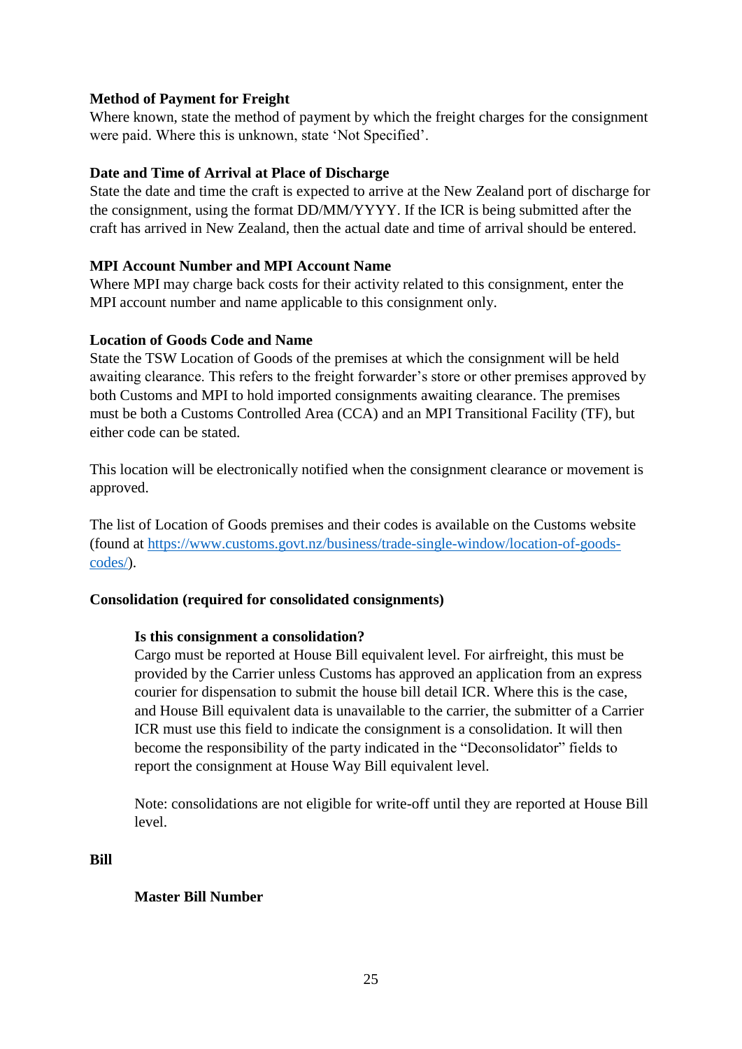**Method of Payment for Freight**
Where known, state the method of payment by which the freight charges for the consignment were paid. Where this is unknown, state 'Not Specified'.

**Date and Time of Arrival at Place of Discharge**
State the date and time the craft is expected to arrive at the New Zealand port of discharge for the consignment, using the format DD/MM/YYYY. If the ICR is being submitted after the craft has arrived in New Zealand, then the actual date and time of arrival should be entered.

**MPI Account Number and MPI Account Name**
Where MPI may charge back costs for their activity related to this consignment, enter the MPI account number and name applicable to this consignment only.

**Location of Goods Code and Name**
State the TSW Location of Goods of the premises at which the consignment will be held awaiting clearance. This refers to the freight forwarder's store or other premises approved by both Customs and MPI to hold imported consignments awaiting clearance. The premises must be both a Customs Controlled Area (CCA) and an MPI Transitional Facility (TF), but either code can be stated.

This location will be electronically notified when the consignment clearance or movement is approved.

The list of Location of Goods premises and their codes is available on the Customs website (found at [https://www.customs.govt.nz/business/trade-single-window/location-of-goods-codes/](https://www.customs.govt.nz/business/trade-single-window/location-of-goods-codes/)).

**Consolidation (required for consolidated consignments)**

> **Is this consignment a consolidation?**
> Cargo must be reported at House Bill equivalent level. For airfreight, this must be provided by the Carrier unless Customs has approved an application from an express courier for dispensation to submit the house bill detail ICR. Where this is the case, and House Bill equivalent data is unavailable to the carrier, the submitter of a Carrier ICR must use this field to indicate the consignment is a consolidation. It will then become the responsibility of the party indicated in the "Deconsolidator" fields to report the consignment at House Way Bill equivalent level.
>
> Note: consolidations are not eligible for write-off until they are reported at House Bill level.

**Bill**

> **Master Bill Number**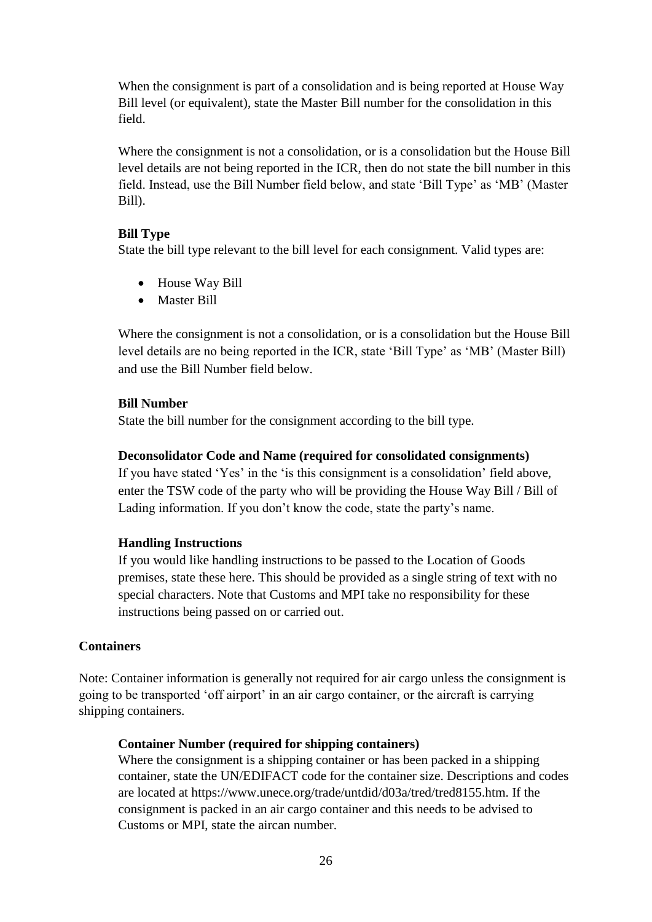When the consignment is part of a consolidation and is being reported at House Way Bill level (or equivalent), state the Master Bill number for the consolidation in this field.

Where the consignment is not a consolidation, or is a consolidation but the House Bill level details are not being reported in the ICR, then do not state the bill number in this field. Instead, use the Bill Number field below, and state 'Bill Type' as 'MB' (Master Bill).

**Bill Type**
State the bill type relevant to the bill level for each consignment. Valid types are:

- House Way Bill
- Master Bill

Where the consignment is not a consolidation, or is a consolidation but the House Bill level details are no being reported in the ICR, state 'Bill Type' as 'MB' (Master Bill) and use the Bill Number field below.

**Bill Number**
State the bill number for the consignment according to the bill type.

**Deconsolidator Code and Name (required for consolidated consignments)**
If you have stated 'Yes' in the 'is this consignment is a consolidation' field above, enter the TSW code of the party who will be providing the House Way Bill / Bill of Lading information. If you don't know the code, state the party's name.

**Handling Instructions**
If you would like handling instructions to be passed to the Location of Goods premises, state these here. This should be provided as a single string of text with no special characters. Note that Customs and MPI take no responsibility for these instructions being passed on or carried out.

**Containers**

Note: Container information is generally not required for air cargo unless the consignment is going to be transported 'off airport' in an air cargo container, or the aircraft is carrying shipping containers.

**Container Number (required for shipping containers)**
Where the consignment is a shipping container or has been packed in a shipping container, state the UN/EDIFACT code for the container size. Descriptions and codes are located at https://www.unece.org/trade/untdid/d03a/tred/tred8155.htm. If the consignment is packed in an air cargo container and this needs to be advised to Customs or MPI, state the aircan number.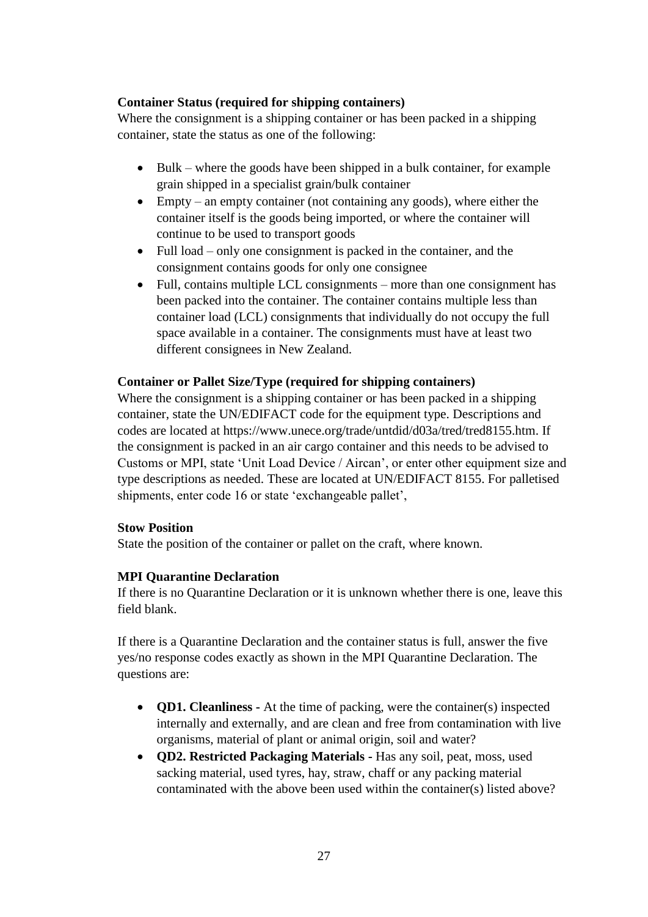**Container Status (required for shipping containers)**
Where the consignment is a shipping container or has been packed in a shipping container, state the status as one of the following:

- Bulk – where the goods have been shipped in a bulk container, for example grain shipped in a specialist grain/bulk container
- Empty – an empty container (not containing any goods), where either the container itself is the goods being imported, or where the container will continue to be used to transport goods
- Full load – only one consignment is packed in the container, and the consignment contains goods for only one consignee
- Full, contains multiple LCL consignments – more than one consignment has been packed into the container. The container contains multiple less than container load (LCL) consignments that individually do not occupy the full space available in a container. The consignments must have at least two different consignees in New Zealand.

**Container or Pallet Size/Type (required for shipping containers)**
Where the consignment is a shipping container or has been packed in a shipping container, state the UN/EDIFACT code for the equipment type. Descriptions and codes are located at https://www.unece.org/trade/untdid/d03a/tred/tred8155.htm. If the consignment is packed in an air cargo container and this needs to be advised to Customs or MPI, state 'Unit Load Device / Aircan', or enter other equipment size and type descriptions as needed. These are located at UN/EDIFACT 8155. For palletised shipments, enter code 16 or state 'exchangeable pallet',

**Stow Position**
State the position of the container or pallet on the craft, where known.

**MPI Quarantine Declaration**
If there is no Quarantine Declaration or it is unknown whether there is one, leave this field blank.

If there is a Quarantine Declaration and the container status is full, answer the five yes/no response codes exactly as shown in the MPI Quarantine Declaration. The questions are:

- **QD1. Cleanliness -** At the time of packing, were the container(s) inspected internally and externally, and are clean and free from contamination with live organisms, material of plant or animal origin, soil and water?
- **QD2. Restricted Packaging Materials -** Has any soil, peat, moss, used sacking material, used tyres, hay, straw, chaff or any packing material contaminated with the above been used within the container(s) listed above?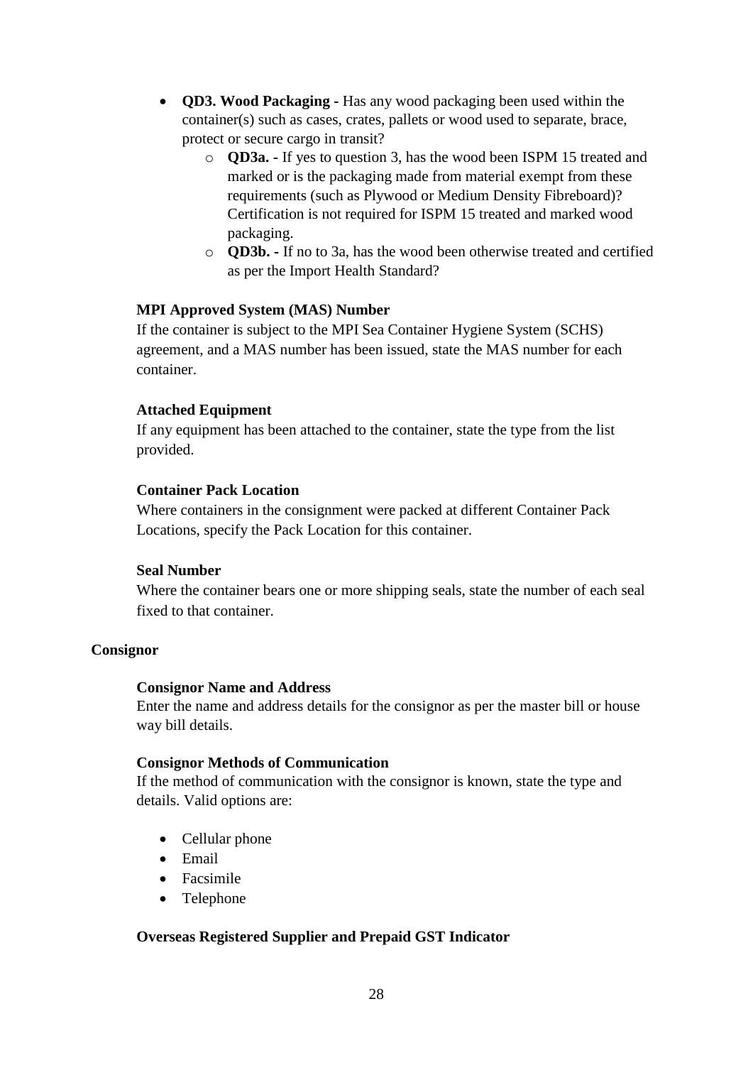- **QD3. Wood Packaging** - Has any wood packaging been used within the container(s) such as cases, crates, pallets or wood used to separate, brace, protect or secure cargo in transit?
    - **QD3a.** - If yes to question 3, has the wood been ISPM 15 treated and marked or is the packaging made from material exempt from these requirements (such as Plywood or Medium Density Fibreboard)? Certification is not required for ISPM 15 treated and marked wood packaging.
    - **QD3b.** - If no to 3a, has the wood been otherwise treated and certified as per the Import Health Standard?

**MPI Approved System (MAS) Number**

If the container is subject to the MPI Sea Container Hygiene System (SCHS) agreement, and a MAS number has been issued, state the MAS number for each container.

**Attached Equipment**

If any equipment has been attached to the container, state the type from the list provided.

**Container Pack Location**

Where containers in the consignment were packed at different Container Pack Locations, specify the Pack Location for this container.

**Seal Number**

Where the container bears one or more shipping seals, state the number of each seal fixed to that container.

## Consignor

**Consignor Name and Address**

Enter the name and address details for the consignor as per the master bill or house way bill details.

**Consignor Methods of Communication**

If the method of communication with the consignor is known, state the type and details. Valid options are:

- Cellular phone
- Email
- Facsimile
- Telephone

**Overseas Registered Supplier and Prepaid GST Indicator**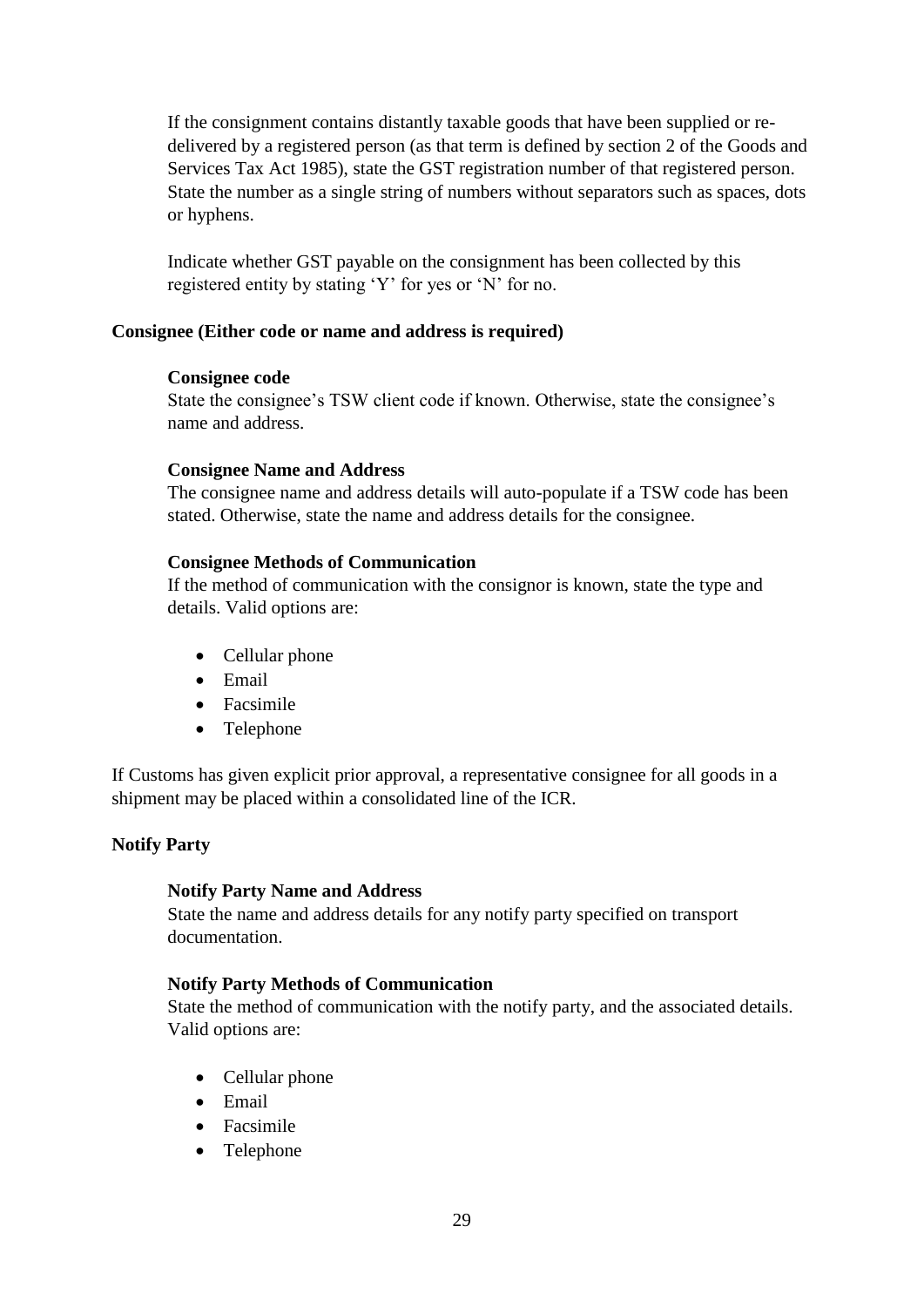If the consignment contains distantly taxable goods that have been supplied or re-delivered by a registered person (as that term is defined by section 2 of the Goods and Services Tax Act 1985), state the GST registration number of that registered person. State the number as a single string of numbers without separators such as spaces, dots or hyphens.

Indicate whether GST payable on the consignment has been collected by this registered entity by stating 'Y' for yes or 'N' for no.

**Consignee (Either code or name and address is required)**

**Consignee code**
State the consignee's TSW client code if known. Otherwise, state the consignee's name and address.

**Consignee Name and Address**
The consignee name and address details will auto-populate if a TSW code has been stated. Otherwise, state the name and address details for the consignee.

**Consignee Methods of Communication**
If the method of communication with the consignor is known, state the type and details. Valid options are:

- Cellular phone
- Email
- Facsimile
- Telephone

If Customs has given explicit prior approval, a representative consignee for all goods in a shipment may be placed within a consolidated line of the ICR.

**Notify Party**

**Notify Party Name and Address**
State the name and address details for any notify party specified on transport documentation.

**Notify Party Methods of Communication**
State the method of communication with the notify party, and the associated details. Valid options are:

- Cellular phone
- Email
- Facsimile
- Telephone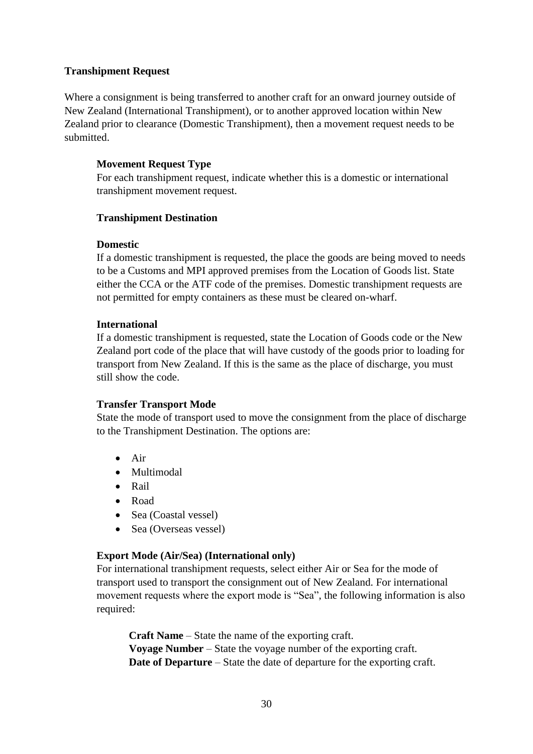**Transhipment Request**

Where a consignment is being transferred to another craft for an onward journey outside of New Zealand (International Transhipment), or to another approved location within New Zealand prior to clearance (Domestic Transhipment), then a movement request needs to be submitted.

**Movement Request Type**

For each transhipment request, indicate whether this is a domestic or international transhipment movement request.

**Transhipment Destination**

**Domestic**

If a domestic transhipment is requested, the place the goods are being moved to needs to be a Customs and MPI approved premises from the Location of Goods list. State either the CCA or the ATF code of the premises. Domestic transhipment requests are not permitted for empty containers as these must be cleared on-wharf.

**International**

If a domestic transhipment is requested, state the Location of Goods code or the New Zealand port code of the place that will have custody of the goods prior to loading for transport from New Zealand. If this is the same as the place of discharge, you must still show the code.

**Transfer Transport Mode**

State the mode of transport used to move the consignment from the place of discharge to the Transhipment Destination. The options are:

- Air
- Multimodal
- Rail
- Road
- Sea (Coastal vessel)
- Sea (Overseas vessel)

**Export Mode (Air/Sea) (International only)**

For international transhipment requests, select either Air or Sea for the mode of transport used to transport the consignment out of New Zealand. For international movement requests where the export mode is "Sea", the following information is also required:

**Craft Name** – State the name of the exporting craft.
**Voyage Number** – State the voyage number of the exporting craft.
**Date of Departure** – State the date of departure for the exporting craft.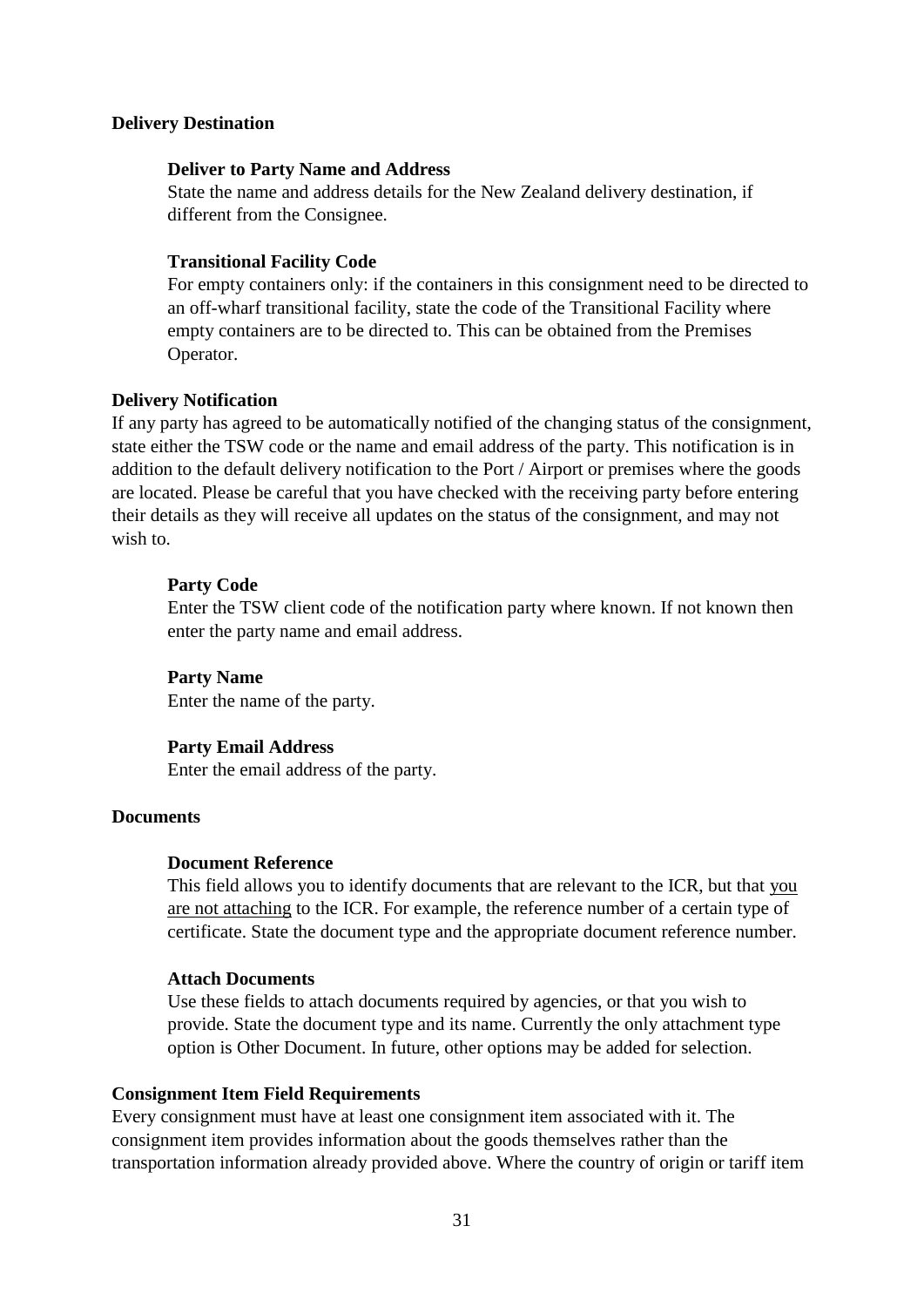### Delivery Destination

#### Deliver to Party Name and Address

State the name and address details for the New Zealand delivery destination, if different from the Consignee.

#### Transitional Facility Code

For empty containers only: if the containers in this consignment need to be directed to an off-wharf transitional facility, state the code of the Transitional Facility where empty containers are to be directed to. This can be obtained from the Premises Operator.

### Delivery Notification

If any party has agreed to be automatically notified of the changing status of the consignment, state either the TSW code or the name and email address of the party. This notification is in addition to the default delivery notification to the Port / Airport or premises where the goods are located. Please be careful that you have checked with the receiving party before entering their details as they will receive all updates on the status of the consignment, and may not wish to.

#### Party Code

Enter the TSW client code of the notification party where known. If not known then enter the party name and email address.

#### Party Name

Enter the name of the party.

#### Party Email Address

Enter the email address of the party.

### Documents

#### Document Reference

This field allows you to identify documents that are relevant to the ICR, but that you are not attaching to the ICR. For example, the reference number of a certain type of certificate. State the document type and the appropriate document reference number.

#### Attach Documents

Use these fields to attach documents required by agencies, or that you wish to provide. State the document type and its name. Currently the only attachment type option is Other Document. In future, other options may be added for selection.

### Consignment Item Field Requirements

Every consignment must have at least one consignment item associated with it. The consignment item provides information about the goods themselves rather than the transportation information already provided above. Where the country of origin or tariff item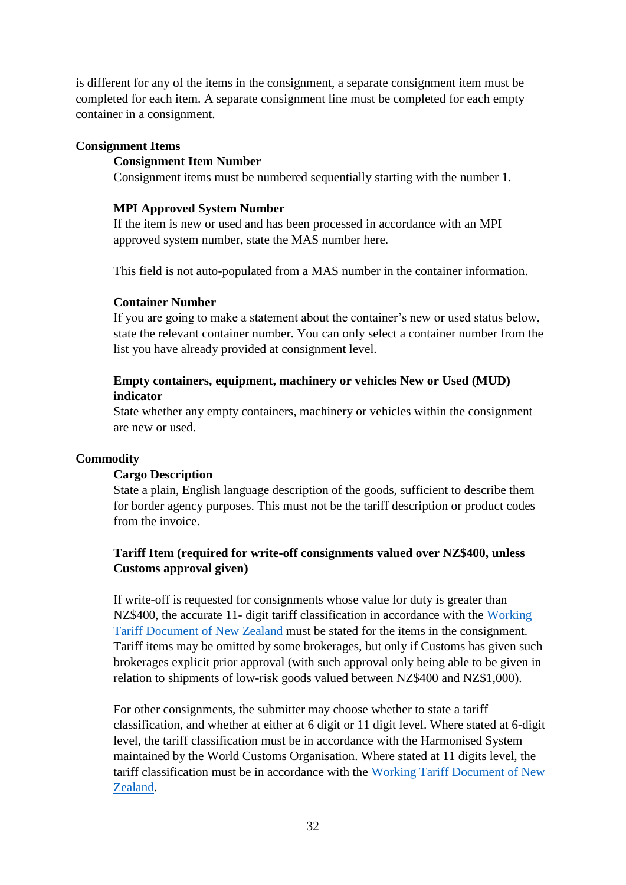is different for any of the items in the consignment, a separate consignment item must be completed for each item. A separate consignment line must be completed for each empty container in a consignment.

**Consignment Items**

**Consignment Item Number**

Consignment items must be numbered sequentially starting with the number 1.

**MPI Approved System Number**

If the item is new or used and has been processed in accordance with an MPI approved system number, state the MAS number here.

This field is not auto-populated from a MAS number in the container information.

**Container Number**

If you are going to make a statement about the container's new or used status below, state the relevant container number. You can only select a container number from the list you have already provided at consignment level.

**Empty containers, equipment, machinery or vehicles New or Used (MUD) indicator**

State whether any empty containers, machinery or vehicles within the consignment are new or used.

**Commodity**

**Cargo Description**

State a plain, English language description of the goods, sufficient to describe them for border agency purposes. This must not be the tariff description or product codes from the invoice.

**Tariff Item (required for write-off consignments valued over NZ$400, unless Customs approval given)**

If write-off is requested for consignments whose value for duty is greater than NZ$400, the accurate 11- digit tariff classification in accordance with the [Working Tariff Document of New Zealand] must be stated for the items in the consignment. Tariff items may be omitted by some brokerages, but only if Customs has given such brokerages explicit prior approval (with such approval only being able to be given in relation to shipments of low-risk goods valued between NZ$400 and NZ$1,000).

For other consignments, the submitter may choose whether to state a tariff classification, and whether at either at 6 digit or 11 digit level. Where stated at 6-digit level, the tariff classification must be in accordance with the Harmonised System maintained by the World Customs Organisation. Where stated at 11 digits level, the tariff classification must be in accordance with the [Working Tariff Document of New Zealand].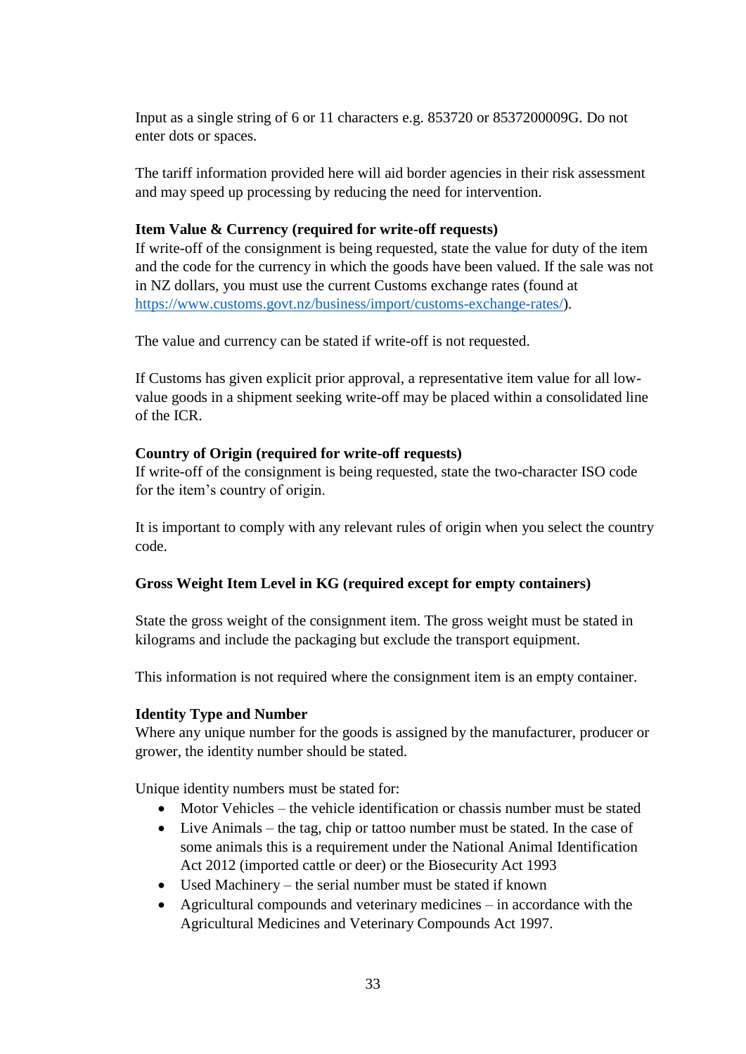Input as a single string of 6 or 11 characters e.g. 853720 or 8537200009G. Do not enter dots or spaces.

The tariff information provided here will aid border agencies in their risk assessment and may speed up processing by reducing the need for intervention.

**Item Value & Currency (required for write-off requests)**
If write-off of the consignment is being requested, state the value for duty of the item and the code for the currency in which the goods have been valued. If the sale was not in NZ dollars, you must use the current Customs exchange rates (found at [https://www.customs.govt.nz/business/import/customs-exchange-rates/](https://www.customs.govt.nz/business/import/customs-exchange-rates/)).

The value and currency can be stated if write-off is not requested.

If Customs has given explicit prior approval, a representative item value for all low-value goods in a shipment seeking write-off may be placed within a consolidated line of the ICR.

**Country of Origin (required for write-off requests)**
If write-off of the consignment is being requested, state the two-character ISO code for the item's country of origin.

It is important to comply with any relevant rules of origin when you select the country code.

**Gross Weight Item Level in KG (required except for empty containers)**

State the gross weight of the consignment item. The gross weight must be stated in kilograms and include the packaging but exclude the transport equipment.

This information is not required where the consignment item is an empty container.

**Identity Type and Number**
Where any unique number for the goods is assigned by the manufacturer, producer or grower, the identity number should be stated.

Unique identity numbers must be stated for:

- Motor Vehicles – the vehicle identification or chassis number must be stated
- Live Animals – the tag, chip or tattoo number must be stated. In the case of some animals this is a requirement under the National Animal Identification Act 2012 (imported cattle or deer) or the Biosecurity Act 1993
- Used Machinery – the serial number must be stated if known
- Agricultural compounds and veterinary medicines – in accordance with the Agricultural Medicines and Veterinary Compounds Act 1997.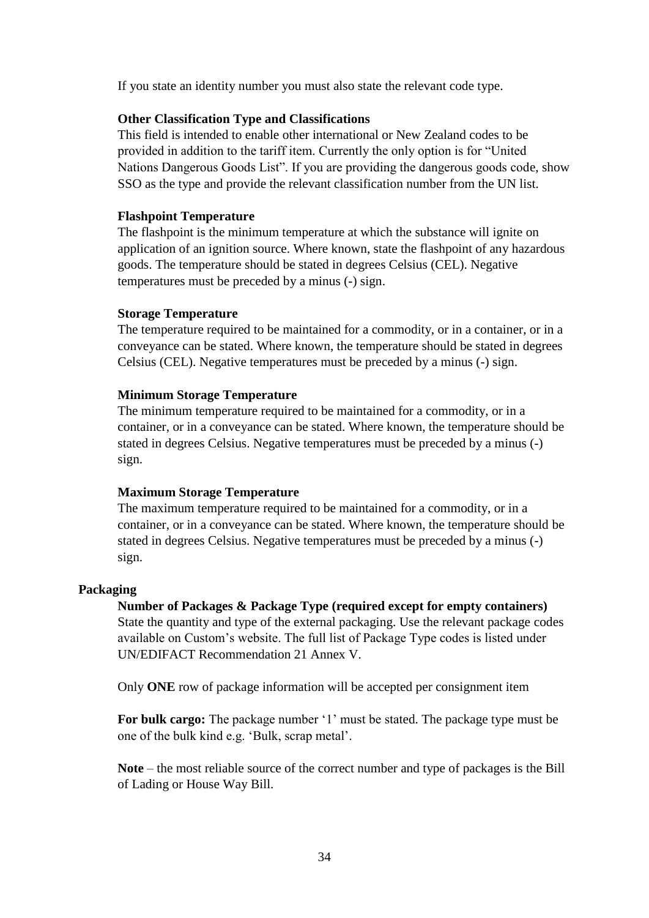If you state an identity number you must also state the relevant code type.

**Other Classification Type and Classifications**

This field is intended to enable other international or New Zealand codes to be provided in addition to the tariff item. Currently the only option is for "United Nations Dangerous Goods List". If you are providing the dangerous goods code, show SSO as the type and provide the relevant classification number from the UN list.

**Flashpoint Temperature**

The flashpoint is the minimum temperature at which the substance will ignite on application of an ignition source. Where known, state the flashpoint of any hazardous goods. The temperature should be stated in degrees Celsius (CEL). Negative temperatures must be preceded by a minus (-) sign.

**Storage Temperature**

The temperature required to be maintained for a commodity, or in a container, or in a conveyance can be stated. Where known, the temperature should be stated in degrees Celsius (CEL). Negative temperatures must be preceded by a minus (-) sign.

**Minimum Storage Temperature**

The minimum temperature required to be maintained for a commodity, or in a container, or in a conveyance can be stated. Where known, the temperature should be stated in degrees Celsius. Negative temperatures must be preceded by a minus (-) sign.

**Maximum Storage Temperature**

The maximum temperature required to be maintained for a commodity, or in a container, or in a conveyance can be stated. Where known, the temperature should be stated in degrees Celsius. Negative temperatures must be preceded by a minus (-) sign.

### Packaging

**Number of Packages & Package Type (required except for empty containers)**

State the quantity and type of the external packaging. Use the relevant package codes available on Custom's website. The full list of Package Type codes is listed under UN/EDIFACT Recommendation 21 Annex V.

Only **ONE** row of package information will be accepted per consignment item

**For bulk cargo:** The package number '1' must be stated. The package type must be one of the bulk kind e.g. 'Bulk, scrap metal'.

**Note** – the most reliable source of the correct number and type of packages is the Bill of Lading or House Way Bill.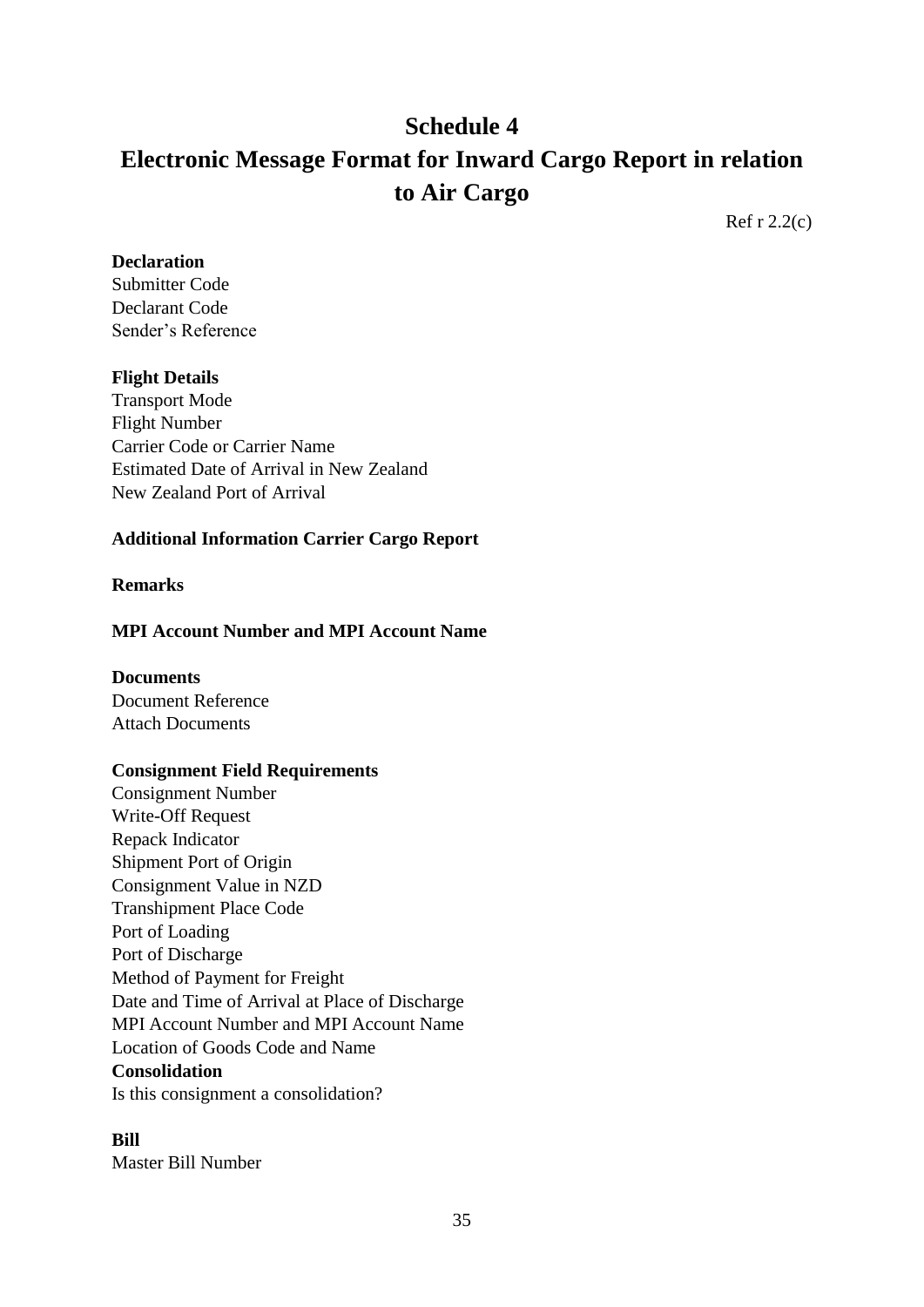# Schedule 4

# Electronic Message Format for Inward Cargo Report in relation to Air Cargo

Ref r 2.2(c)

**Declaration**

Submitter Code
Declarant Code
Sender's Reference

**Flight Details**

Transport Mode
Flight Number
Carrier Code or Carrier Name
Estimated Date of Arrival in New Zealand
New Zealand Port of Arrival

**Additional Information Carrier Cargo Report**

**Remarks**

**MPI Account Number and MPI Account Name**

**Documents**

Document Reference
Attach Documents

**Consignment Field Requirements**

Consignment Number
Write-Off Request
Repack Indicator
Shipment Port of Origin
Consignment Value in NZD
Transhipment Place Code
Port of Loading
Port of Discharge
Method of Payment for Freight
Date and Time of Arrival at Place of Discharge
MPI Account Number and MPI Account Name
Location of Goods Code and Name

**Consolidation**

Is this consignment a consolidation?

**Bill**

Master Bill Number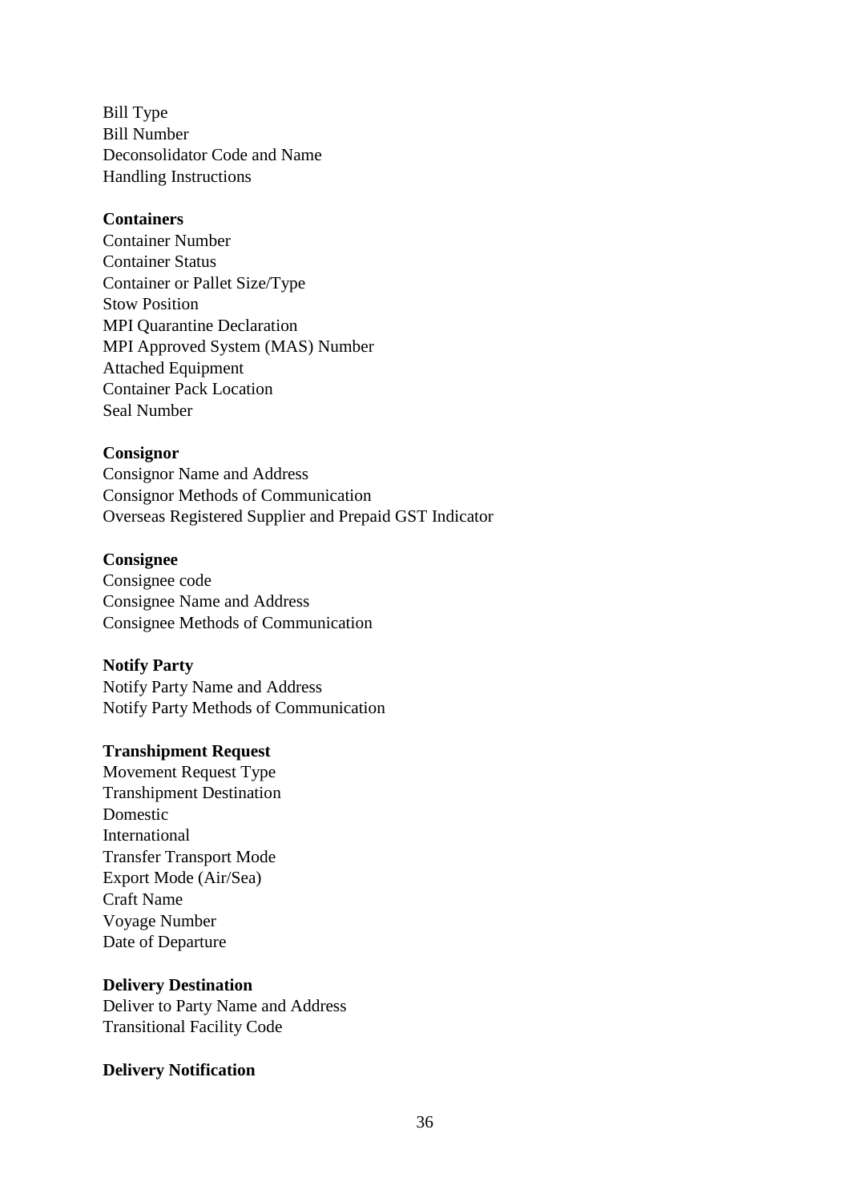Bill Type
Bill Number
Deconsolidator Code and Name
Handling Instructions

**Containers**
Container Number
Container Status
Container or Pallet Size/Type
Stow Position
MPI Quarantine Declaration
MPI Approved System (MAS) Number
Attached Equipment
Container Pack Location
Seal Number

**Consignor**
Consignor Name and Address
Consignor Methods of Communication
Overseas Registered Supplier and Prepaid GST Indicator

**Consignee**
Consignee code
Consignee Name and Address
Consignee Methods of Communication

**Notify Party**
Notify Party Name and Address
Notify Party Methods of Communication

**Transhipment Request**
Movement Request Type
Transhipment Destination
Domestic
International
Transfer Transport Mode
Export Mode (Air/Sea)
Craft Name
Voyage Number
Date of Departure

**Delivery Destination**
Deliver to Party Name and Address
Transitional Facility Code

**Delivery Notification**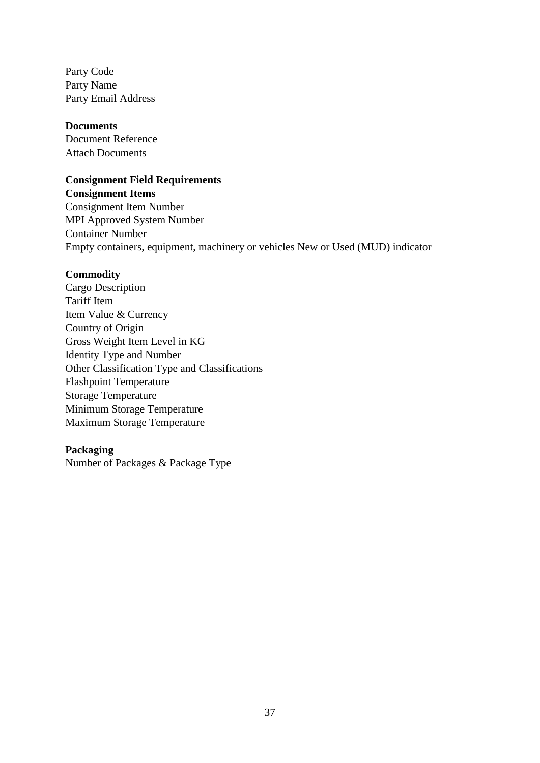Party Code
Party Name
Party Email Address

**Documents**
Document Reference
Attach Documents

**Consignment Field Requirements**
**Consignment Items**
Consignment Item Number
MPI Approved System Number
Container Number
Empty containers, equipment, machinery or vehicles New or Used (MUD) indicator

**Commodity**
Cargo Description
Tariff Item
Item Value & Currency
Country of Origin
Gross Weight Item Level in KG
Identity Type and Number
Other Classification Type and Classifications
Flashpoint Temperature
Storage Temperature
Minimum Storage Temperature
Maximum Storage Temperature

**Packaging**
Number of Packages & Package Type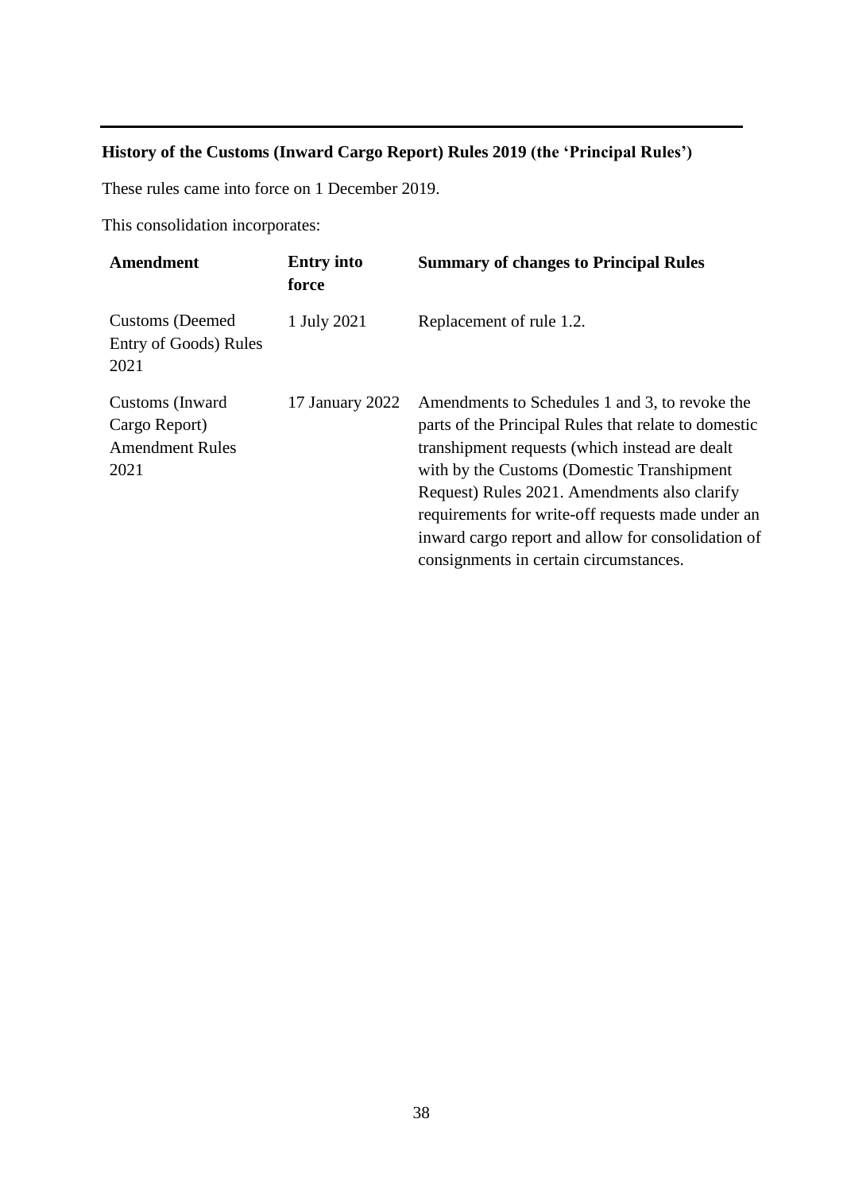### History of the Customs (Inward Cargo Report) Rules 2019 (the 'Principal Rules')

These rules came into force on 1 December 2019.

This consolidation incorporates:

| Amendment | Entry into force | Summary of changes to Principal Rules |
|---|---|---|
| Customs (Deemed Entry of Goods) Rules 2021 | 1 July 2021 | Replacement of rule 1.2. |
| Customs (Inward Cargo Report) Amendment Rules 2021 | 17 January 2022 | Amendments to Schedules 1 and 3, to revoke the parts of the Principal Rules that relate to domestic transhipment requests (which instead are dealt with by the Customs (Domestic Transhipment Request) Rules 2021. Amendments also clarify requirements for write-off requests made under an inward cargo report and allow for consolidation of consignments in certain circumstances. |